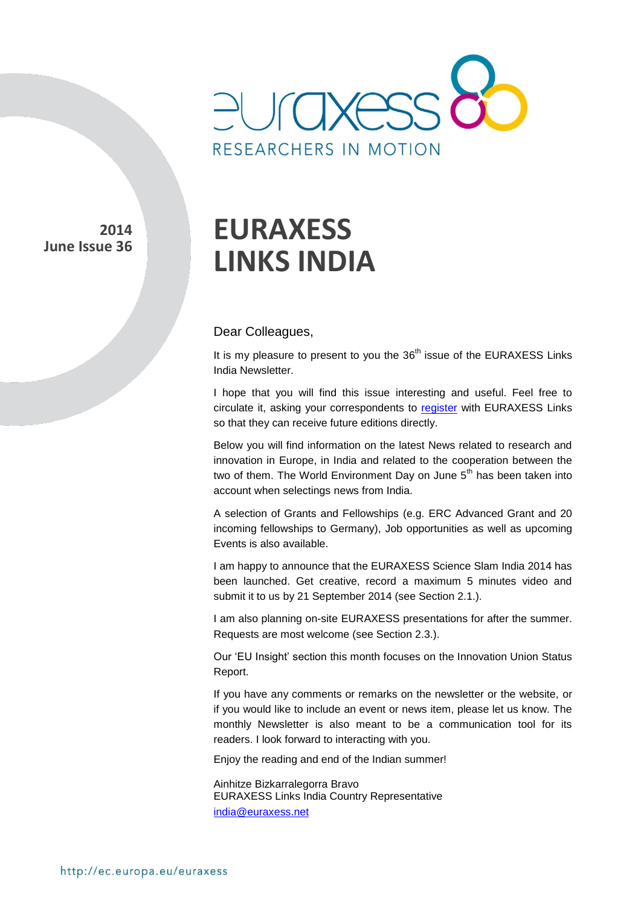euraxess

RESEARCHERS IN MOTION

**2014**
**June Issue 36**

# EURAXESS LINKS INDIA

Dear Colleagues,

It is my pleasure to present to you the 36th issue of the EURAXESS Links India Newsletter.

I hope that you will find this issue interesting and useful. Feel free to circulate it, asking your correspondents to register with EURAXESS Links so that they can receive future editions directly.

Below you will find information on the latest News related to research and innovation in Europe, in India and related to the cooperation between the two of them. The World Environment Day on June 5th has been taken into account when selectings news from India.

A selection of Grants and Fellowships (e.g. ERC Advanced Grant and 20 incoming fellowships to Germany), Job opportunities as well as upcoming Events is also available.

I am happy to announce that the EURAXESS Science Slam India 2014 has been launched. Get creative, record a maximum 5 minutes video and submit it to us by 21 September 2014 (see Section 2.1.).

I am also planning on-site EURAXESS presentations for after the summer. Requests are most welcome (see Section 2.3.).

Our 'EU Insight' section this month focuses on the Innovation Union Status Report.

If you have any comments or remarks on the newsletter or the website, or if you would like to include an event or news item, please let us know. The monthly Newsletter is also meant to be a communication tool for its readers. I look forward to interacting with you.

Enjoy the reading and end of the Indian summer!

Ainhitze Bizkarralegorra Bravo
EURAXESS Links India Country Representative
india@euraxess.net

http://ec.europa.eu/euraxess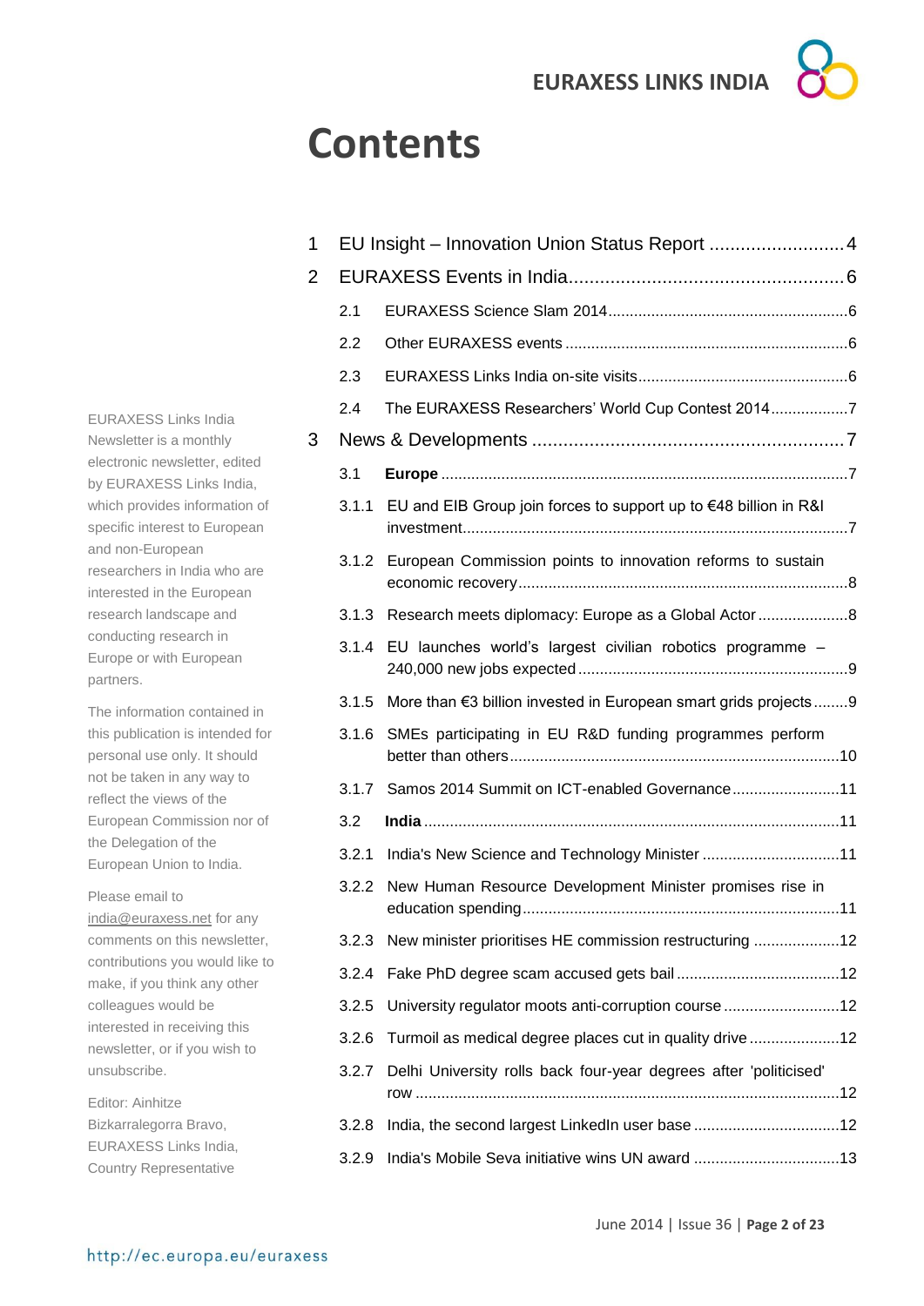# Contents

1 EU Insight – Innovation Union Status Report .......................... 4

2 EURAXESS Events in India .................................................... 6

- 2.1 EURAXESS Science Slam 2014 ....................................................... 6
- 2.2 Other EURAXESS events ................................................................. 6
- 2.3 EURAXESS Links India on-site visits ................................................ 6
- 2.4 The EURAXESS Researchers' World Cup Contest 2014 .................. 7

3 News & Developments ............................................................ 7

- 3.1 **Europe** ............................................................................................ 7
  - 3.1.1 EU and EIB Group join forces to support up to €48 billion in R&I investment ........................................................................................ 7
  - 3.1.2 European Commission points to innovation reforms to sustain economic recovery ........................................................................... 8
  - 3.1.3 Research meets diplomacy: Europe as a Global Actor ..................... 8
  - 3.1.4 EU launches world's largest civilian robotics programme – 240,000 new jobs expected .............................................................. 9
  - 3.1.5 More than €3 billion invested in European smart grids projects ........ 9
  - 3.1.6 SMEs participating in EU R&D funding programmes perform better than others ........................................................................... 10
  - 3.1.7 Samos 2014 Summit on ICT-enabled Governance ......................... 11
- 3.2 **India** ............................................................................................... 11
  - 3.2.1 India's New Science and Technology Minister ................................ 11
  - 3.2.2 New Human Resource Development Minister promises rise in education spending ......................................................................... 11
  - 3.2.3 New minister prioritises HE commission restructuring .................... 12
  - 3.2.4 Fake PhD degree scam accused gets bail ...................................... 12
  - 3.2.5 University regulator moots anti-corruption course ........................... 12
  - 3.2.6 Turmoil as medical degree places cut in quality drive ..................... 12
  - 3.2.7 Delhi University rolls back four-year degrees after 'politicised' row ................................................................................................. 12
  - 3.2.8 India, the second largest LinkedIn user base .................................. 12
  - 3.2.9 India's Mobile Seva initiative wins UN award ................................. 13

EURAXESS Links India Newsletter is a monthly electronic newsletter, edited by EURAXESS Links India, which provides information of specific interest to European and non-European researchers in India who are interested in the European research landscape and conducting research in Europe or with European partners.

The information contained in this publication is intended for personal use only. It should not be taken in any way to reflect the views of the European Commission nor of the Delegation of the European Union to India.

Please email to india@euraxess.net for any comments on this newsletter, contributions you would like to make, if you think any other colleagues would be interested in receiving this newsletter, or if you wish to unsubscribe.

Editor: Ainhitze Bizkarralegorra Bravo, EURAXESS Links India, Country Representative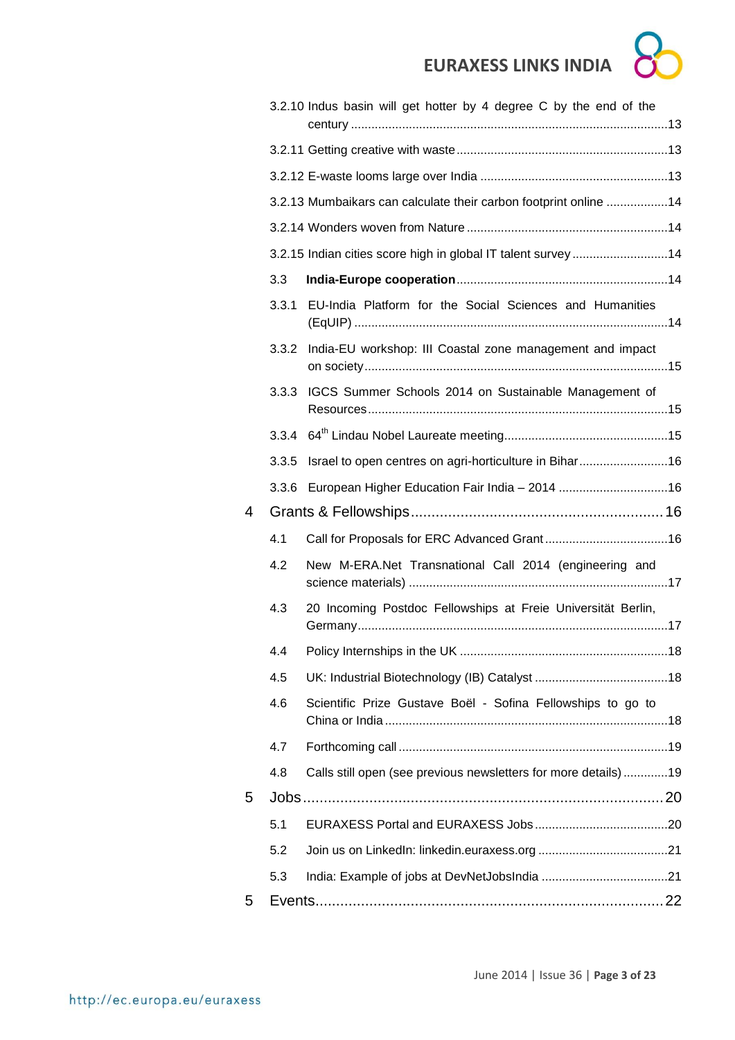3.2.10 Indus basin will get hotter by 4 degree C by the end of the century ........................................................................................13

3.2.11 Getting creative with waste .............................................................13

3.2.12 E-waste looms large over India .......................................................13

3.2.13 Mumbaikars can calculate their carbon footprint online ..................14

3.2.14 Wonders woven from Nature ...........................................................14

3.2.15 Indian cities score high in global IT talent survey ............................14

3.3 **India-Europe cooperation**.............................................................14

3.3.1 EU-India Platform for the Social Sciences and Humanities (EqUIP) ..........................................................................................14

3.3.2 India-EU workshop: III Coastal zone management and impact on society........................................................................................15

3.3.3 IGCS Summer Schools 2014 on Sustainable Management of Resources.......................................................................................15

3.3.4 64th Lindau Nobel Laureate meeting................................................15

3.3.5 Israel to open centres on agri-horticulture in Bihar..........................16

3.3.6 European Higher Education Fair India – 2014 ................................16

4 Grants & Fellowships.............................................................16

4.1 Call for Proposals for ERC Advanced Grant....................................16

4.2 New M-ERA.Net Transnational Call 2014 (engineering and science materials) ...........................................................................17

4.3 20 Incoming Postdoc Fellowships at Freie Universität Berlin, Germany..........................................................................................17

4.4 Policy Internships in the UK ............................................................18

4.5 UK: Industrial Biotechnology (IB) Catalyst .......................................18

4.6 Scientific Prize Gustave Boël - Sofina Fellowships to go to China or India..................................................................................18

4.7 Forthcoming call .............................................................................19

4.8 Calls still open (see previous newsletters for more details) .............19

5 Jobs.......................................................................................20

5.1 EURAXESS Portal and EURAXESS Jobs.......................................20

5.2 Join us on LinkedIn: linkedin.euraxess.org .....................................21

5.3 India: Example of jobs at DevNetJobsIndia .....................................21

5 Events....................................................................................22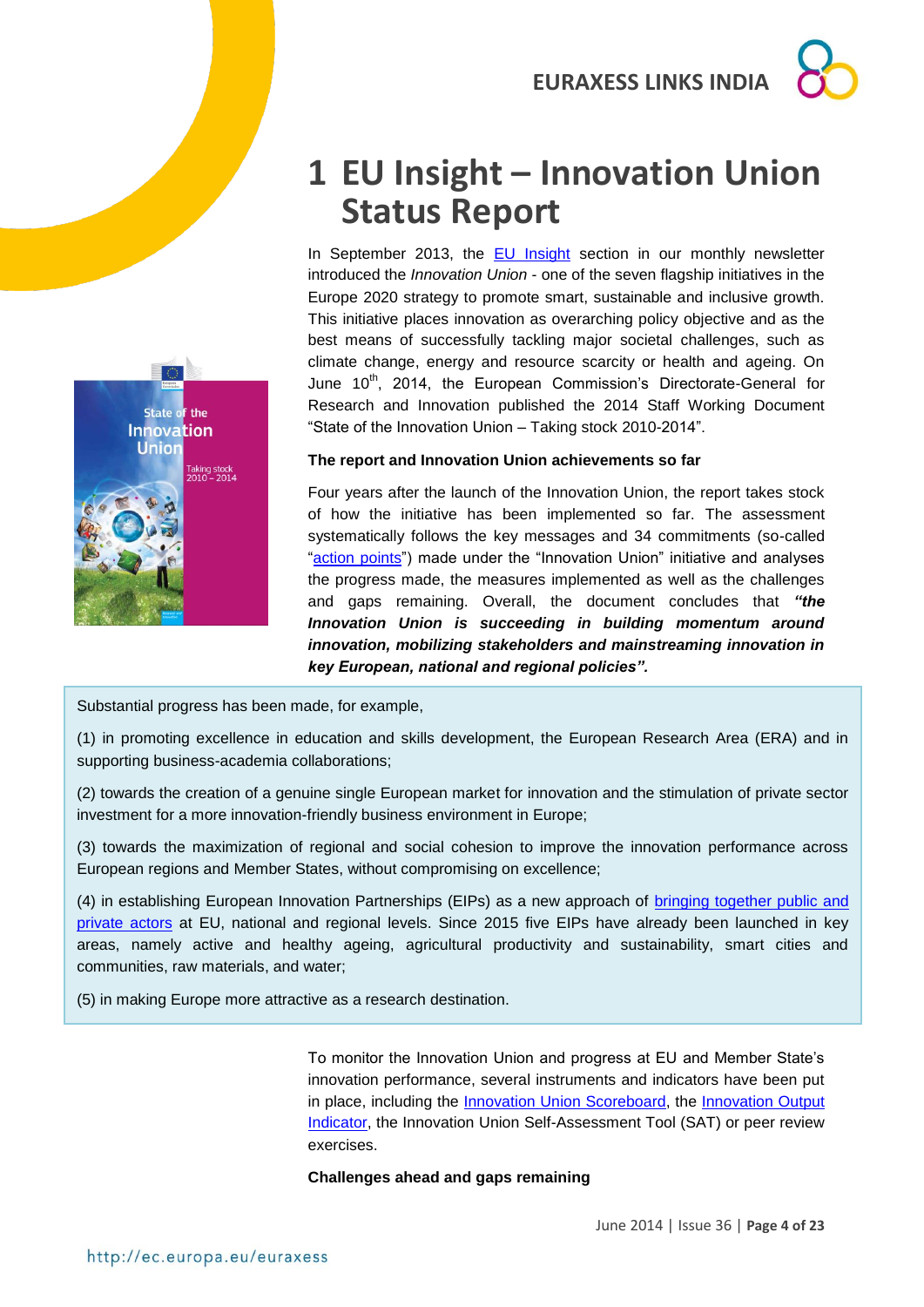# 1 EU Insight – Innovation Union Status Report

In September 2013, the EU Insight section in our monthly newsletter introduced the *Innovation Union* - one of the seven flagship initiatives in the Europe 2020 strategy to promote smart, sustainable and inclusive growth. This initiative places innovation as overarching policy objective and as the best means of successfully tackling major societal challenges, such as climate change, energy and resource scarcity or health and ageing. On June 10th, 2014, the European Commission's Directorate-General for Research and Innovation published the 2014 Staff Working Document "State of the Innovation Union – Taking stock 2010-2014".

**The report and Innovation Union achievements so far**

Four years after the launch of the Innovation Union, the report takes stock of how the initiative has been implemented so far. The assessment systematically follows the key messages and 34 commitments (so-called "action points") made under the "Innovation Union" initiative and analyses the progress made, the measures implemented as well as the challenges and gaps remaining. Overall, the document concludes that ***"the Innovation Union is succeeding in building momentum around innovation, mobilizing stakeholders and mainstreaming innovation in key European, national and regional policies".***

Substantial progress has been made, for example,

(1) in promoting excellence in education and skills development, the European Research Area (ERA) and in supporting business-academia collaborations;

(2) towards the creation of a genuine single European market for innovation and the stimulation of private sector investment for a more innovation-friendly business environment in Europe;

(3) towards the maximization of regional and social cohesion to improve the innovation performance across European regions and Member States, without compromising on excellence;

(4) in establishing European Innovation Partnerships (EIPs) as a new approach of bringing together public and private actors at EU, national and regional levels. Since 2015 five EIPs have already been launched in key areas, namely active and healthy ageing, agricultural productivity and sustainability, smart cities and communities, raw materials, and water;

(5) in making Europe more attractive as a research destination.

To monitor the Innovation Union and progress at EU and Member State's innovation performance, several instruments and indicators have been put in place, including the Innovation Union Scoreboard, the Innovation Output Indicator, the Innovation Union Self-Assessment Tool (SAT) or peer review exercises.

**Challenges ahead and gaps remaining**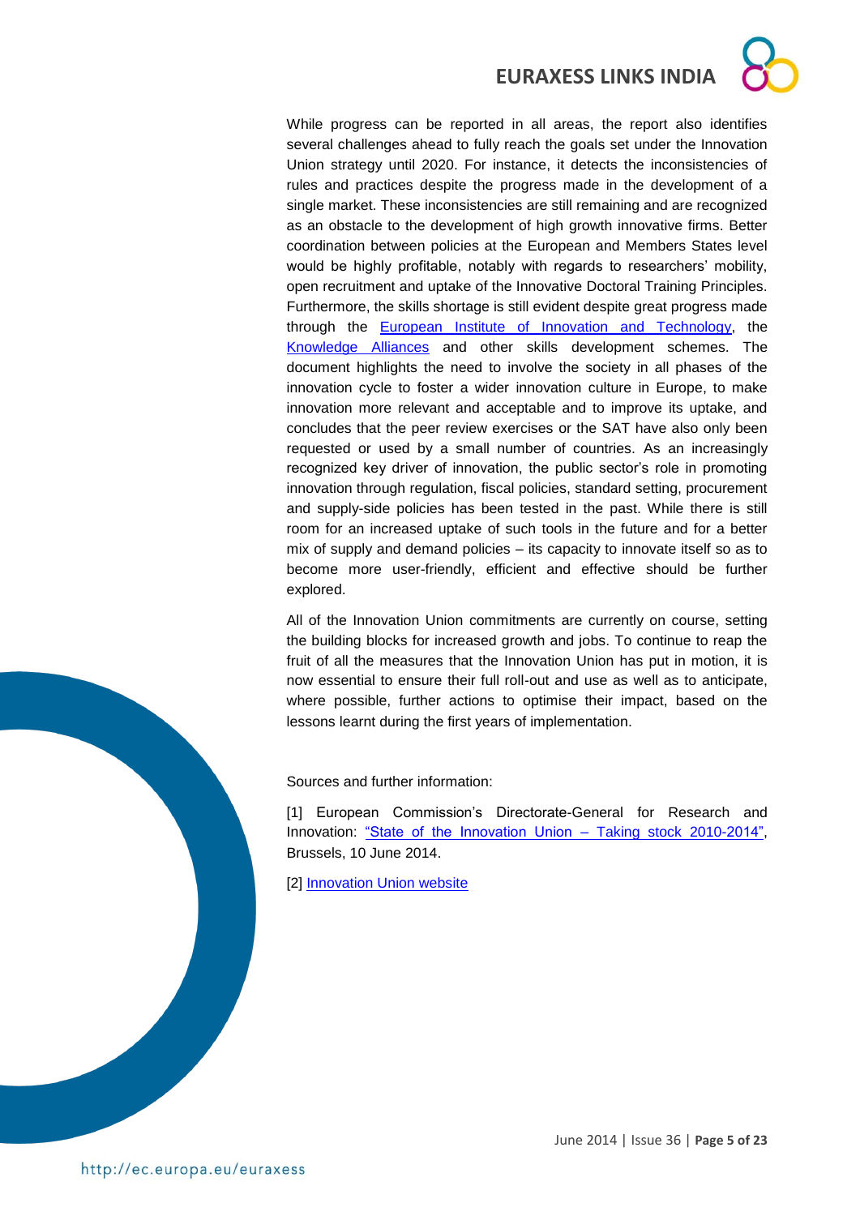While progress can be reported in all areas, the report also identifies several challenges ahead to fully reach the goals set under the Innovation Union strategy until 2020. For instance, it detects the inconsistencies of rules and practices despite the progress made in the development of a single market. These inconsistencies are still remaining and are recognized as an obstacle to the development of high growth innovative firms. Better coordination between policies at the European and Members States level would be highly profitable, notably with regards to researchers' mobility, open recruitment and uptake of the Innovative Doctoral Training Principles. Furthermore, the skills shortage is still evident despite great progress made through the European Institute of Innovation and Technology, the Knowledge Alliances and other skills development schemes. The document highlights the need to involve the society in all phases of the innovation cycle to foster a wider innovation culture in Europe, to make innovation more relevant and acceptable and to improve its uptake, and concludes that the peer review exercises or the SAT have also only been requested or used by a small number of countries. As an increasingly recognized key driver of innovation, the public sector's role in promoting innovation through regulation, fiscal policies, standard setting, procurement and supply-side policies has been tested in the past. While there is still room for an increased uptake of such tools in the future and for a better mix of supply and demand policies – its capacity to innovate itself so as to become more user-friendly, efficient and effective should be further explored.

All of the Innovation Union commitments are currently on course, setting the building blocks for increased growth and jobs. To continue to reap the fruit of all the measures that the Innovation Union has put in motion, it is now essential to ensure their full roll-out and use as well as to anticipate, where possible, further actions to optimise their impact, based on the lessons learnt during the first years of implementation.

Sources and further information:

[1] European Commission's Directorate-General for Research and Innovation: "State of the Innovation Union – Taking stock 2010-2014", Brussels, 10 June 2014.

[2] Innovation Union website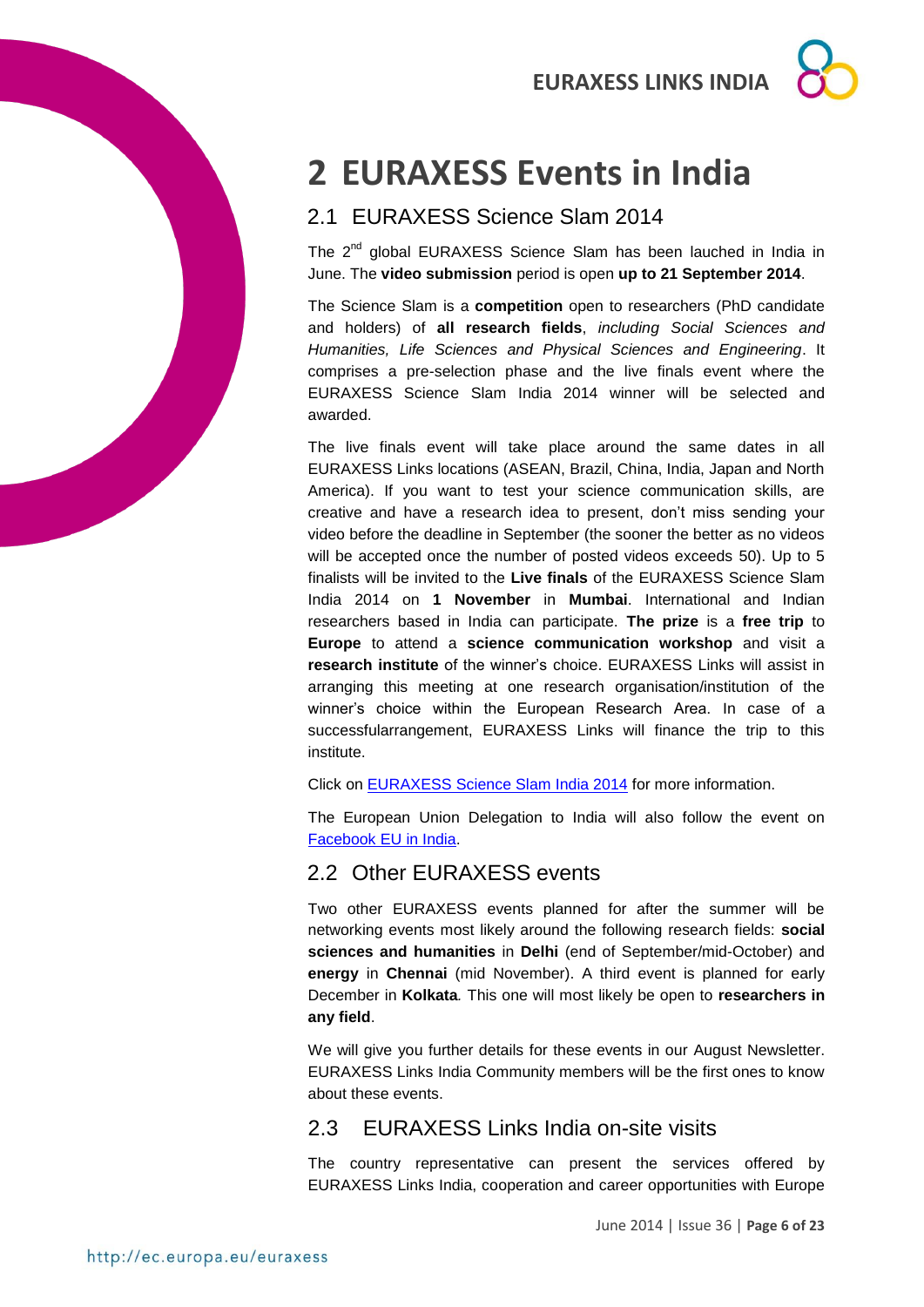# 2 EURAXESS Events in India

## 2.1 EURAXESS Science Slam 2014

The 2nd global EURAXESS Science Slam has been lauched in India in June. The **video submission** period is open **up to 21 September 2014**.

The Science Slam is a **competition** open to researchers (PhD candidate and holders) of **all research fields**, *including Social Sciences and Humanities, Life Sciences and Physical Sciences and Engineering*. It comprises a pre-selection phase and the live finals event where the EURAXESS Science Slam India 2014 winner will be selected and awarded.

The live finals event will take place around the same dates in all EURAXESS Links locations (ASEAN, Brazil, China, India, Japan and North America). If you want to test your science communication skills, are creative and have a research idea to present, don't miss sending your video before the deadline in September (the sooner the better as no videos will be accepted once the number of posted videos exceeds 50). Up to 5 finalists will be invited to the **Live finals** of the EURAXESS Science Slam India 2014 on **1 November** in **Mumbai**. International and Indian researchers based in India can participate. **The prize** is a **free trip** to **Europe** to attend a **science communication workshop** and visit a **research institute** of the winner's choice. EURAXESS Links will assist in arranging this meeting at one research organisation/institution of the winner's choice within the European Research Area. In case of a successfularrangement, EURAXESS Links will finance the trip to this institute.

Click on [EURAXESS Science Slam India 2014]() for more information.

The European Union Delegation to India will also follow the event on [Facebook EU in India]().

## 2.2 Other EURAXESS events

Two other EURAXESS events planned for after the summer will be networking events most likely around the following research fields: **social sciences and humanities** in **Delhi** (end of September/mid-October) and **energy** in **Chennai** (mid November). A third event is planned for early December in **Kolkata**. This one will most likely be open to **researchers in any field**.

We will give you further details for these events in our August Newsletter. EURAXESS Links India Community members will be the first ones to know about these events.

## 2.3 EURAXESS Links India on-site visits

The country representative can present the services offered by EURAXESS Links India, cooperation and career opportunities with Europe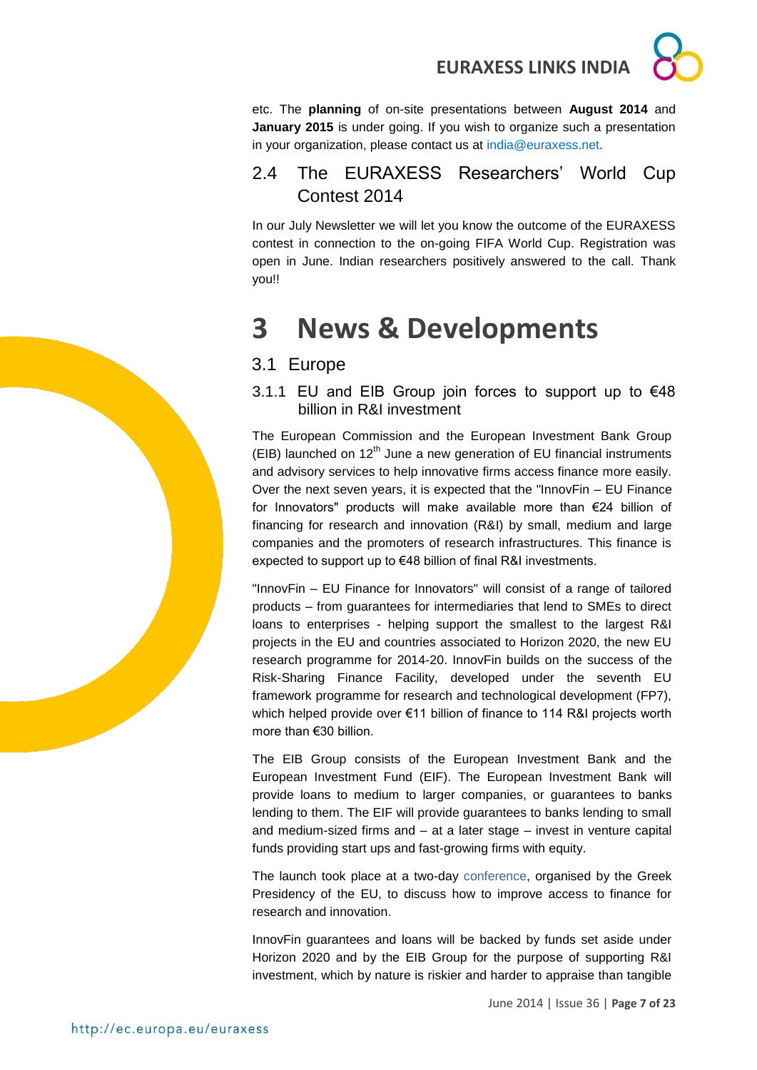etc. The **planning** of on-site presentations between **August 2014** and **January 2015** is under going. If you wish to organize such a presentation in your organization, please contact us at india@euraxess.net.

## 2.4 The EURAXESS Researchers' World Cup Contest 2014

In our July Newsletter we will let you know the outcome of the EURAXESS contest in connection to the on-going FIFA World Cup. Registration was open in June. Indian researchers positively answered to the call. Thank you!!

# 3 News & Developments

## 3.1 Europe

### 3.1.1 EU and EIB Group join forces to support up to €48 billion in R&I investment

The European Commission and the European Investment Bank Group (EIB) launched on 12th June a new generation of EU financial instruments and advisory services to help innovative firms access finance more easily. Over the next seven years, it is expected that the "InnovFin – EU Finance for Innovators" products will make available more than €24 billion of financing for research and innovation (R&I) by small, medium and large companies and the promoters of research infrastructures. This finance is expected to support up to €48 billion of final R&I investments.

"InnovFin – EU Finance for Innovators" will consist of a range of tailored products – from guarantees for intermediaries that lend to SMEs to direct loans to enterprises - helping support the smallest to the largest R&I projects in the EU and countries associated to Horizon 2020, the new EU research programme for 2014-20. InnovFin builds on the success of the Risk-Sharing Finance Facility, developed under the seventh EU framework programme for research and technological development (FP7), which helped provide over €11 billion of finance to 114 R&I projects worth more than €30 billion.

The EIB Group consists of the European Investment Bank and the European Investment Fund (EIF). The European Investment Bank will provide loans to medium to larger companies, or guarantees to banks lending to them. The EIF will provide guarantees to banks lending to small and medium-sized firms and – at a later stage – invest in venture capital funds providing start ups and fast-growing firms with equity.

The launch took place at a two-day conference, organised by the Greek Presidency of the EU, to discuss how to improve access to finance for research and innovation.

InnovFin guarantees and loans will be backed by funds set aside under Horizon 2020 and by the EIB Group for the purpose of supporting R&I investment, which by nature is riskier and harder to appraise than tangible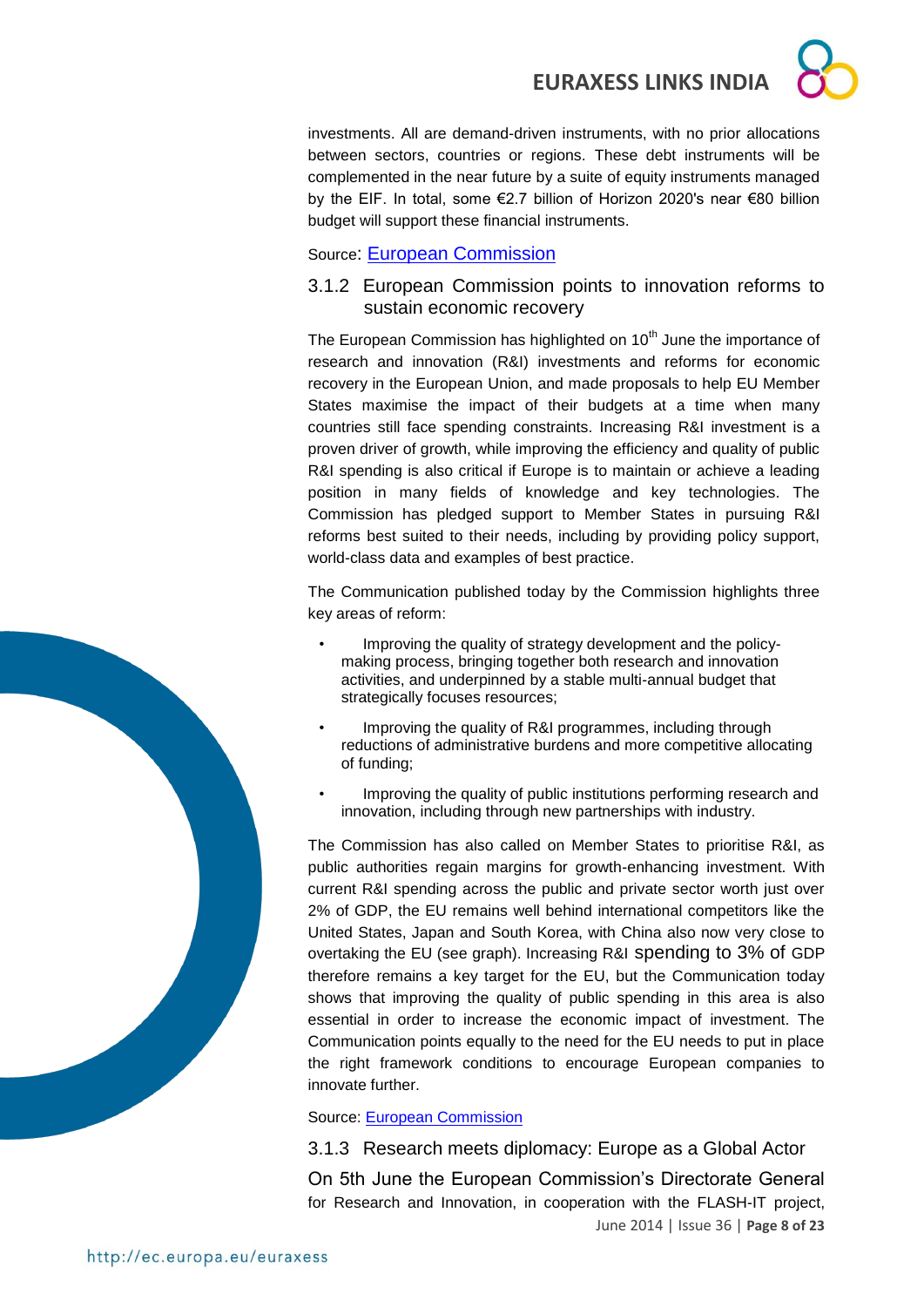investments. All are demand-driven instruments, with no prior allocations between sectors, countries or regions. These debt instruments will be complemented in the near future by a suite of equity instruments managed by the EIF. In total, some €2.7 billion of Horizon 2020's near €80 billion budget will support these financial instruments.

Source: European Commission

### 3.1.2 European Commission points to innovation reforms to sustain economic recovery

The European Commission has highlighted on 10th June the importance of research and innovation (R&I) investments and reforms for economic recovery in the European Union, and made proposals to help EU Member States maximise the impact of their budgets at a time when many countries still face spending constraints. Increasing R&I investment is a proven driver of growth, while improving the efficiency and quality of public R&I spending is also critical if Europe is to maintain or achieve a leading position in many fields of knowledge and key technologies. The Commission has pledged support to Member States in pursuing R&I reforms best suited to their needs, including by providing policy support, world-class data and examples of best practice.

The Communication published today by the Commission highlights three key areas of reform:

- Improving the quality of strategy development and the policy-making process, bringing together both research and innovation activities, and underpinned by a stable multi-annual budget that strategically focuses resources;
- Improving the quality of R&I programmes, including through reductions of administrative burdens and more competitive allocating of funding;
- Improving the quality of public institutions performing research and innovation, including through new partnerships with industry.

The Commission has also called on Member States to prioritise R&I, as public authorities regain margins for growth-enhancing investment. With current R&I spending across the public and private sector worth just over 2% of GDP, the EU remains well behind international competitors like the United States, Japan and South Korea, with China also now very close to overtaking the EU (see graph). Increasing R&I spending to 3% of GDP therefore remains a key target for the EU, but the Communication today shows that improving the quality of public spending in this area is also essential in order to increase the economic impact of investment. The Communication points equally to the need for the EU needs to put in place the right framework conditions to encourage European companies to innovate further.

Source: European Commission

### 3.1.3 Research meets diplomacy: Europe as a Global Actor

On 5th June the European Commission's Directorate General for Research and Innovation, in cooperation with the FLASH-IT project,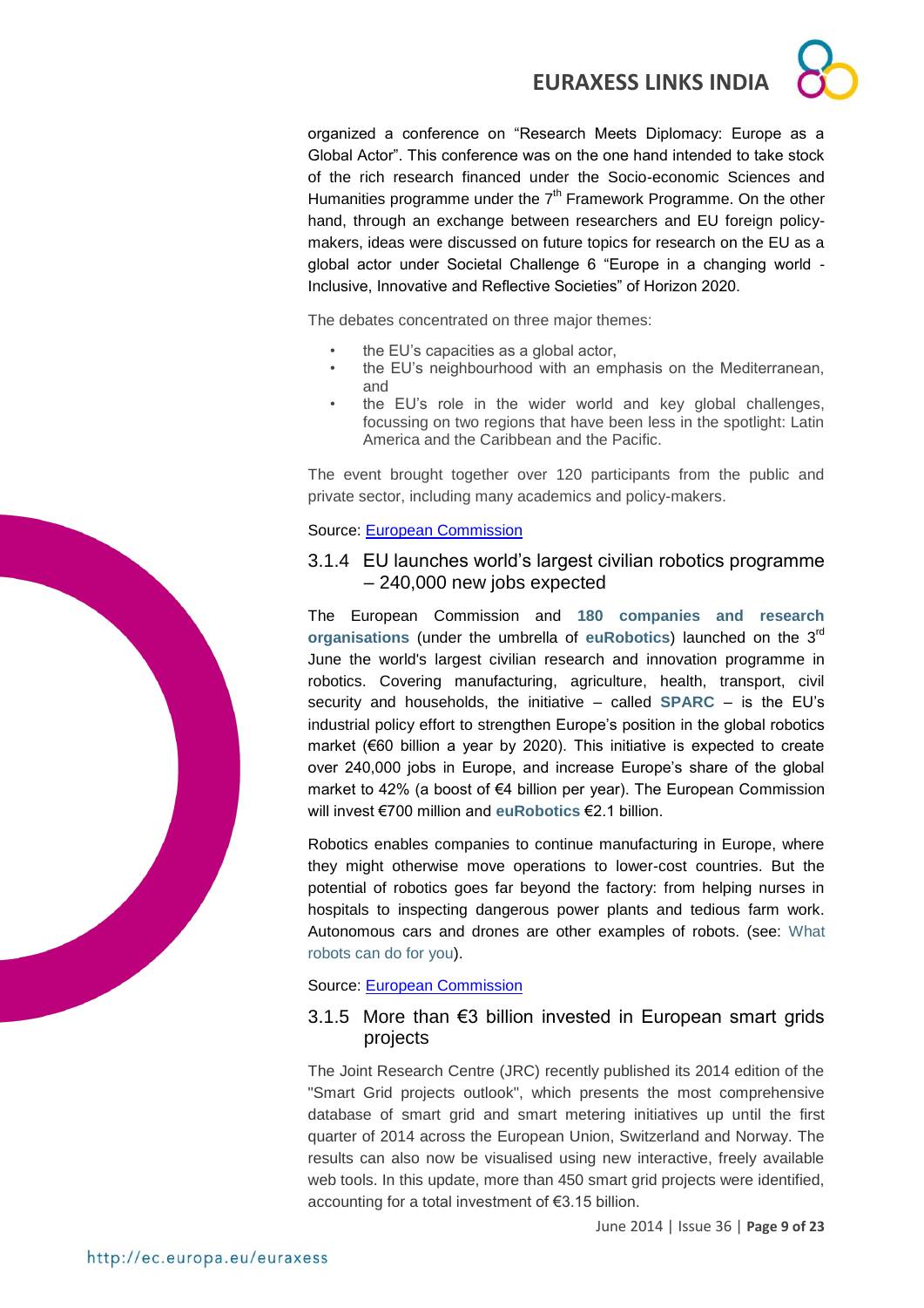organized a conference on "Research Meets Diplomacy: Europe as a Global Actor". This conference was on the one hand intended to take stock of the rich research financed under the Socio-economic Sciences and Humanities programme under the 7[th] Framework Programme. On the other hand, through an exchange between researchers and EU foreign policy-makers, ideas were discussed on future topics for research on the EU as a global actor under Societal Challenge 6 "Europe in a changing world - Inclusive, Innovative and Reflective Societies" of Horizon 2020.

The debates concentrated on three major themes:

- the EU's capacities as a global actor,
- the EU's neighbourhood with an emphasis on the Mediterranean, and
- the EU's role in the wider world and key global challenges, focussing on two regions that have been less in the spotlight: Latin America and the Caribbean and the Pacific.

The event brought together over 120 participants from the public and private sector, including many academics and policy-makers.

Source: European Commission

### 3.1.4 EU launches world's largest civilian robotics programme – 240,000 new jobs expected

The European Commission and **180 companies and research organisations** (under the umbrella of **euRobotics**) launched on the 3[rd] June the world's largest civilian research and innovation programme in robotics. Covering manufacturing, agriculture, health, transport, civil security and households, the initiative – called **SPARC** – is the EU's industrial policy effort to strengthen Europe's position in the global robotics market (€60 billion a year by 2020). This initiative is expected to create over 240,000 jobs in Europe, and increase Europe's share of the global market to 42% (a boost of €4 billion per year). The European Commission will invest €700 million and **euRobotics** €2.1 billion.

Robotics enables companies to continue manufacturing in Europe, where they might otherwise move operations to lower-cost countries. But the potential of robotics goes far beyond the factory: from helping nurses in hospitals to inspecting dangerous power plants and tedious farm work. Autonomous cars and drones are other examples of robots. (see: What robots can do for you).

Source: European Commission

### 3.1.5 More than €3 billion invested in European smart grids projects

The Joint Research Centre (JRC) recently published its 2014 edition of the "Smart Grid projects outlook", which presents the most comprehensive database of smart grid and smart metering initiatives up until the first quarter of 2014 across the European Union, Switzerland and Norway. The results can also now be visualised using new interactive, freely available web tools. In this update, more than 450 smart grid projects were identified, accounting for a total investment of €3.15 billion.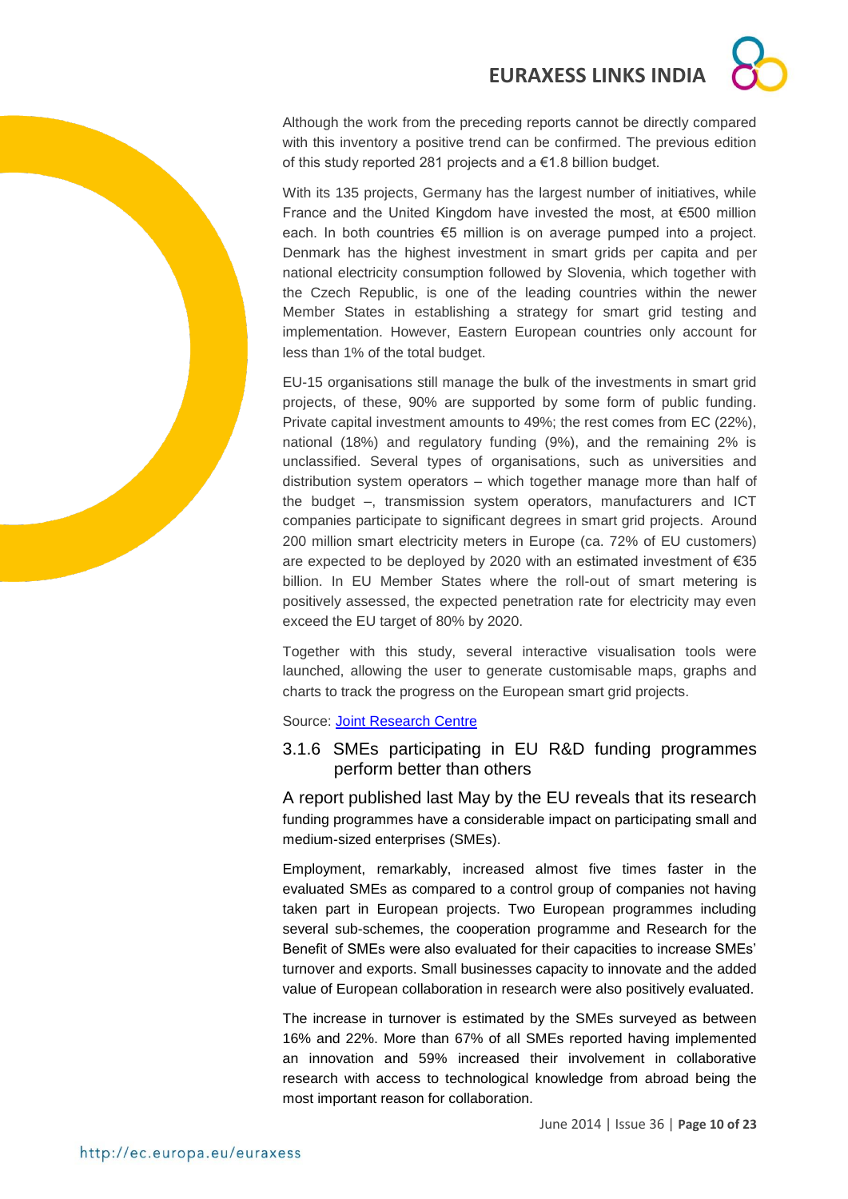Although the work from the preceding reports cannot be directly compared with this inventory a positive trend can be confirmed. The previous edition of this study reported 281 projects and a €1.8 billion budget.

With its 135 projects, Germany has the largest number of initiatives, while France and the United Kingdom have invested the most, at €500 million each. In both countries €5 million is on average pumped into a project. Denmark has the highest investment in smart grids per capita and per national electricity consumption followed by Slovenia, which together with the Czech Republic, is one of the leading countries within the newer Member States in establishing a strategy for smart grid testing and implementation. However, Eastern European countries only account for less than 1% of the total budget.

EU-15 organisations still manage the bulk of the investments in smart grid projects, of these, 90% are supported by some form of public funding. Private capital investment amounts to 49%; the rest comes from EC (22%), national (18%) and regulatory funding (9%), and the remaining 2% is unclassified. Several types of organisations, such as universities and distribution system operators – which together manage more than half of the budget –, transmission system operators, manufacturers and ICT companies participate to significant degrees in smart grid projects. Around 200 million smart electricity meters in Europe (ca. 72% of EU customers) are expected to be deployed by 2020 with an estimated investment of €35 billion. In EU Member States where the roll-out of smart metering is positively assessed, the expected penetration rate for electricity may even exceed the EU target of 80% by 2020.

Together with this study, several interactive visualisation tools were launched, allowing the user to generate customisable maps, graphs and charts to track the progress on the European smart grid projects.

Source: [Joint Research Centre]

### 3.1.6 SMEs participating in EU R&D funding programmes perform better than others

A report published last May by the EU reveals that its research funding programmes have a considerable impact on participating small and medium-sized enterprises (SMEs).

Employment, remarkably, increased almost five times faster in the evaluated SMEs as compared to a control group of companies not having taken part in European projects. Two European programmes including several sub-schemes, the cooperation programme and Research for the Benefit of SMEs were also evaluated for their capacities to increase SMEs' turnover and exports. Small businesses capacity to innovate and the added value of European collaboration in research were also positively evaluated.

The increase in turnover is estimated by the SMEs surveyed as between 16% and 22%. More than 67% of all SMEs reported having implemented an innovation and 59% increased their involvement in collaborative research with access to technological knowledge from abroad being the most important reason for collaboration.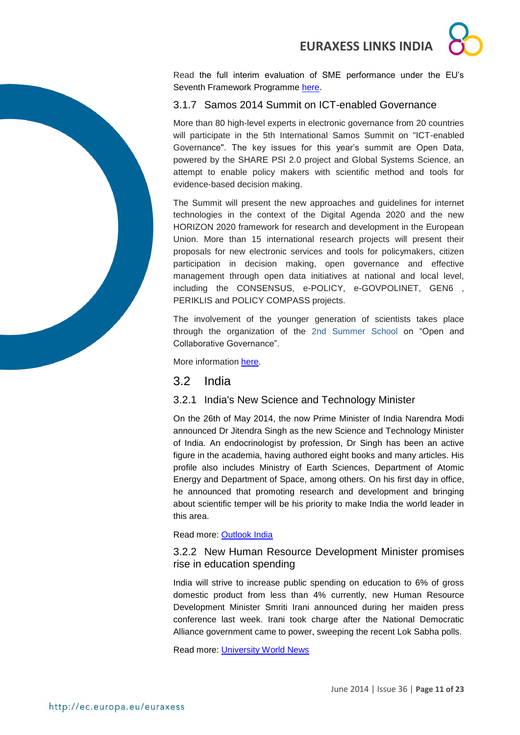Read the full interim evaluation of SME performance under the EU's Seventh Framework Programme here.

### 3.1.7 Samos 2014 Summit on ICT-enabled Governance

More than 80 high-level experts in electronic governance from 20 countries will participate in the 5th International Samos Summit on "ICT-enabled Governance". The key issues for this year's summit are Open Data, powered by the SHARE PSI 2.0 project and Global Systems Science, an attempt to enable policy makers with scientific method and tools for evidence-based decision making.

The Summit will present the new approaches and guidelines for internet technologies in the context of the Digital Agenda 2020 and the new HORIZON 2020 framework for research and development in the European Union. More than 15 international research projects will present their proposals for new electronic services and tools for policymakers, citizen participation in decision making, open governance and effective management through open data initiatives at national and local level, including the CONSENSUS, e-POLICY, e-GOVPOLINET, GEN6 , PERIKLIS and POLICY COMPASS projects.

The involvement of the younger generation of scientists takes place through the organization of the 2nd Summer School on "Open and Collaborative Governance".

More information here.

## 3.2 India

### 3.2.1 India's New Science and Technology Minister

On the 26th of May 2014, the now Prime Minister of India Narendra Modi announced Dr Jitendra Singh as the new Science and Technology Minister of India. An endocrinologist by profession, Dr Singh has been an active figure in the academia, having authored eight books and many articles. His profile also includes Ministry of Earth Sciences, Department of Atomic Energy and Department of Space, among others. On his first day in office, he announced that promoting research and development and bringing about scientific temper will be his priority to make India the world leader in this area.

Read more: Outlook India

### 3.2.2 New Human Resource Development Minister promises rise in education spending

India will strive to increase public spending on education to 6% of gross domestic product from less than 4% currently, new Human Resource Development Minister Smriti Irani announced during her maiden press conference last week. Irani took charge after the National Democratic Alliance government came to power, sweeping the recent Lok Sabha polls.

Read more: University World News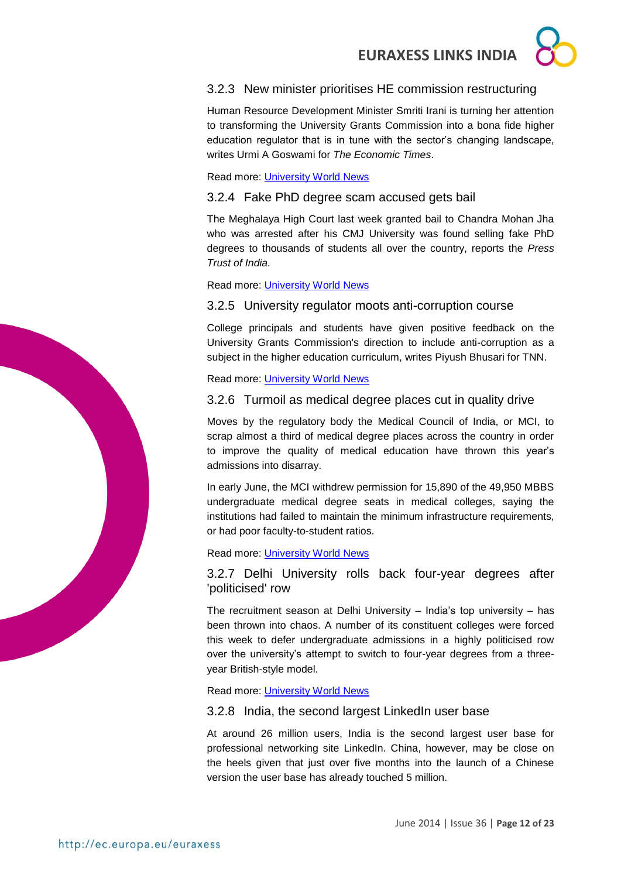### 3.2.3 New minister prioritises HE commission restructuring

Human Resource Development Minister Smriti Irani is turning her attention to transforming the University Grants Commission into a bona fide higher education regulator that is in tune with the sector's changing landscape, writes Urmi A Goswami for *The Economic Times*.

Read more: [University World News]

### 3.2.4 Fake PhD degree scam accused gets bail

The Meghalaya High Court last week granted bail to Chandra Mohan Jha who was arrested after his CMJ University was found selling fake PhD degrees to thousands of students all over the country, reports the *Press Trust of India.*

Read more: [University World News]

### 3.2.5 University regulator moots anti-corruption course

College principals and students have given positive feedback on the University Grants Commission's direction to include anti-corruption as a subject in the higher education curriculum, writes Piyush Bhusari for TNN.

Read more: [University World News]

### 3.2.6 Turmoil as medical degree places cut in quality drive

Moves by the regulatory body the Medical Council of India, or MCI, to scrap almost a third of medical degree places across the country in order to improve the quality of medical education have thrown this year's admissions into disarray.

In early June, the MCI withdrew permission for 15,890 of the 49,950 MBBS undergraduate medical degree seats in medical colleges, saying the institutions had failed to maintain the minimum infrastructure requirements, or had poor faculty-to-student ratios.

Read more: [University World News]

### 3.2.7 Delhi University rolls back four-year degrees after 'politicised' row

The recruitment season at Delhi University – India's top university – has been thrown into chaos. A number of its constituent colleges were forced this week to defer undergraduate admissions in a highly politicised row over the university's attempt to switch to four-year degrees from a three-year British-style model.

Read more: [University World News]

### 3.2.8 India, the second largest LinkedIn user base

At around 26 million users, India is the second largest user base for professional networking site LinkedIn. China, however, may be close on the heels given that just over five months into the launch of a Chinese version the user base has already touched 5 million.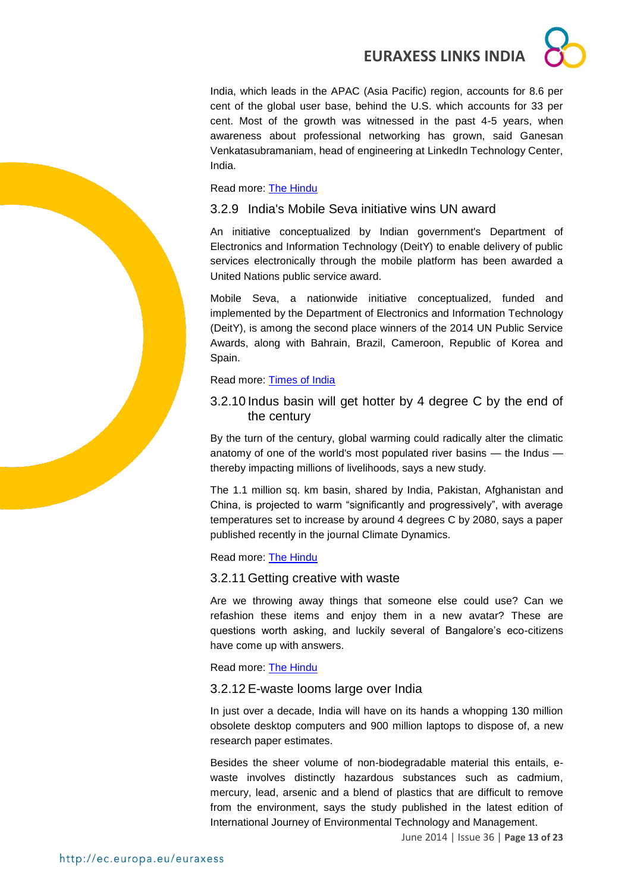India, which leads in the APAC (Asia Pacific) region, accounts for 8.6 per cent of the global user base, behind the U.S. which accounts for 33 per cent. Most of the growth was witnessed in the past 4-5 years, when awareness about professional networking has grown, said Ganesan Venkatasubramaniam, head of engineering at LinkedIn Technology Center, India.

Read more: The Hindu

### 3.2.9 India's Mobile Seva initiative wins UN award

An initiative conceptualized by Indian government's Department of Electronics and Information Technology (DeitY) to enable delivery of public services electronically through the mobile platform has been awarded a United Nations public service award.

Mobile Seva, a nationwide initiative conceptualized, funded and implemented by the Department of Electronics and Information Technology (DeitY), is among the second place winners of the 2014 UN Public Service Awards, along with Bahrain, Brazil, Cameroon, Republic of Korea and Spain.

Read more: Times of India

### 3.2.10 Indus basin will get hotter by 4 degree C by the end of the century

By the turn of the century, global warming could radically alter the climatic anatomy of one of the world's most populated river basins — the Indus — thereby impacting millions of livelihoods, says a new study.

The 1.1 million sq. km basin, shared by India, Pakistan, Afghanistan and China, is projected to warm "significantly and progressively", with average temperatures set to increase by around 4 degrees C by 2080, says a paper published recently in the journal Climate Dynamics.

Read more: The Hindu

### 3.2.11 Getting creative with waste

Are we throwing away things that someone else could use? Can we refashion these items and enjoy them in a new avatar? These are questions worth asking, and luckily several of Bangalore's eco-citizens have come up with answers.

Read more: The Hindu

### 3.2.12 E-waste looms large over India

In just over a decade, India will have on its hands a whopping 130 million obsolete desktop computers and 900 million laptops to dispose of, a new research paper estimates.

Besides the sheer volume of non-biodegradable material this entails, e-waste involves distinctly hazardous substances such as cadmium, mercury, lead, arsenic and a blend of plastics that are difficult to remove from the environment, says the study published in the latest edition of International Journey of Environmental Technology and Management.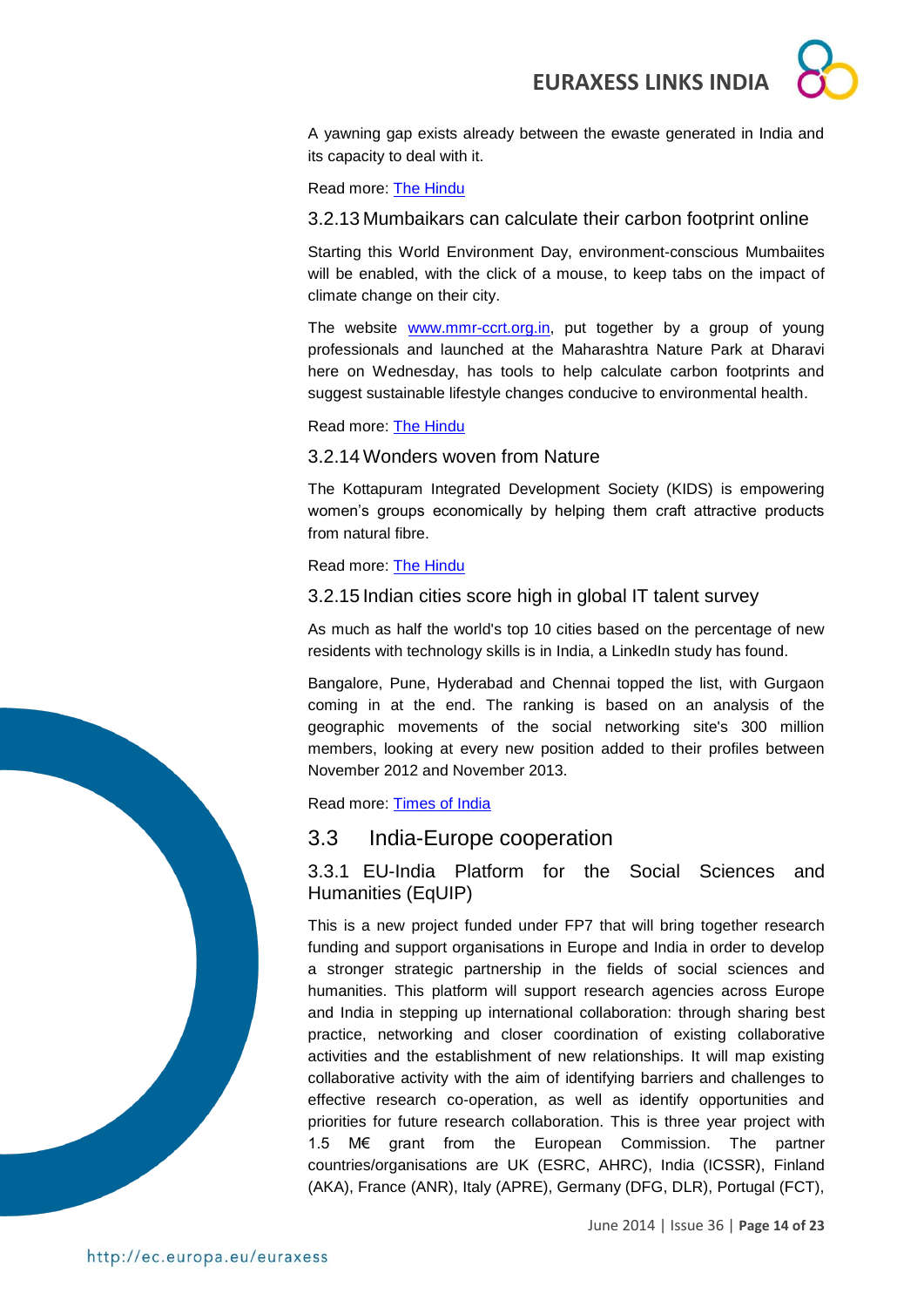A yawning gap exists already between the ewaste generated in India and its capacity to deal with it.

Read more: [The Hindu]

### 3.2.13 Mumbaikars can calculate their carbon footprint online

Starting this World Environment Day, environment-conscious Mumbaiites will be enabled, with the click of a mouse, to keep tabs on the impact of climate change on their city.

The website www.mmr-ccrt.org.in, put together by a group of young professionals and launched at the Maharashtra Nature Park at Dharavi here on Wednesday, has tools to help calculate carbon footprints and suggest sustainable lifestyle changes conducive to environmental health.

Read more: [The Hindu]

### 3.2.14 Wonders woven from Nature

The Kottapuram Integrated Development Society (KIDS) is empowering women's groups economically by helping them craft attractive products from natural fibre.

Read more: [The Hindu]

### 3.2.15 Indian cities score high in global IT talent survey

As much as half the world's top 10 cities based on the percentage of new residents with technology skills is in India, a LinkedIn study has found.

Bangalore, Pune, Hyderabad and Chennai topped the list, with Gurgaon coming in at the end. The ranking is based on an analysis of the geographic movements of the social networking site's 300 million members, looking at every new position added to their profiles between November 2012 and November 2013.

Read more: [Times of India]

## 3.3 India-Europe cooperation

### 3.3.1 EU-India Platform for the Social Sciences and Humanities (EqUIP)

This is a new project funded under FP7 that will bring together research funding and support organisations in Europe and India in order to develop a stronger strategic partnership in the fields of social sciences and humanities. This platform will support research agencies across Europe and India in stepping up international collaboration: through sharing best practice, networking and closer coordination of existing collaborative activities and the establishment of new relationships. It will map existing collaborative activity with the aim of identifying barriers and challenges to effective research co-operation, as well as identify opportunities and priorities for future research collaboration. This is three year project with 1.5 M€ grant from the European Commission. The partner countries/organisations are UK (ESRC, AHRC), India (ICSSR), Finland (AKA), France (ANR), Italy (APRE), Germany (DFG, DLR), Portugal (FCT),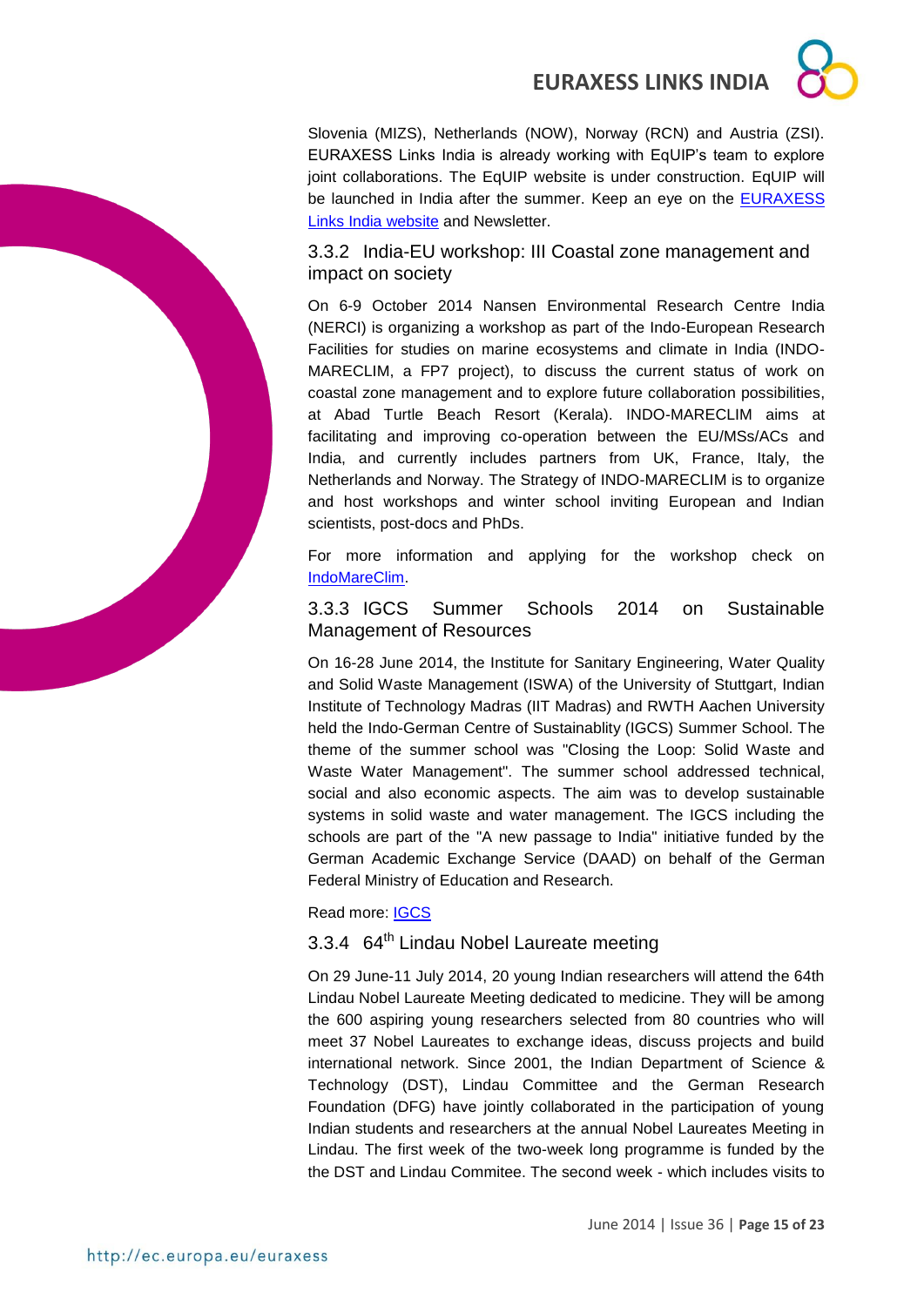Slovenia (MIZS), Netherlands (NOW), Norway (RCN) and Austria (ZSI). EURAXESS Links India is already working with EqUIP's team to explore joint collaborations. The EqUIP website is under construction. EqUIP will be launched in India after the summer. Keep an eye on the [EURAXESS Links India website]() and Newsletter.

### 3.3.2 India-EU workshop: III Coastal zone management and impact on society

On 6-9 October 2014 Nansen Environmental Research Centre India (NERCI) is organizing a workshop as part of the Indo-European Research Facilities for studies on marine ecosystems and climate in India (INDO-MARECLIM, a FP7 project), to discuss the current status of work on coastal zone management and to explore future collaboration possibilities, at Abad Turtle Beach Resort (Kerala). INDO-MARECLIM aims at facilitating and improving co-operation between the EU/MSs/ACs and India, and currently includes partners from UK, France, Italy, the Netherlands and Norway. The Strategy of INDO-MARECLIM is to organize and host workshops and winter school inviting European and Indian scientists, post-docs and PhDs.

For more information and applying for the workshop check on [IndoMareClim]().

### 3.3.3 IGCS Summer Schools 2014 on Sustainable Management of Resources

On 16-28 June 2014, the Institute for Sanitary Engineering, Water Quality and Solid Waste Management (ISWA) of the University of Stuttgart, Indian Institute of Technology Madras (IIT Madras) and RWTH Aachen University held the Indo-German Centre of Sustainablity (IGCS) Summer School. The theme of the summer school was "Closing the Loop: Solid Waste and Waste Water Management". The summer school addressed technical, social and also economic aspects. The aim was to develop sustainable systems in solid waste and water management. The IGCS including the schools are part of the "A new passage to India" initiative funded by the German Academic Exchange Service (DAAD) on behalf of the German Federal Ministry of Education and Research.

Read more: [IGCS]()

### 3.3.4 64th Lindau Nobel Laureate meeting

On 29 June-11 July 2014, 20 young Indian researchers will attend the 64th Lindau Nobel Laureate Meeting dedicated to medicine. They will be among the 600 aspiring young researchers selected from 80 countries who will meet 37 Nobel Laureates to exchange ideas, discuss projects and build international network. Since 2001, the Indian Department of Science & Technology (DST), Lindau Committee and the German Research Foundation (DFG) have jointly collaborated in the participation of young Indian students and researchers at the annual Nobel Laureates Meeting in Lindau. The first week of the two-week long programme is funded by the the DST and Lindau Commitee. The second week - which includes visits to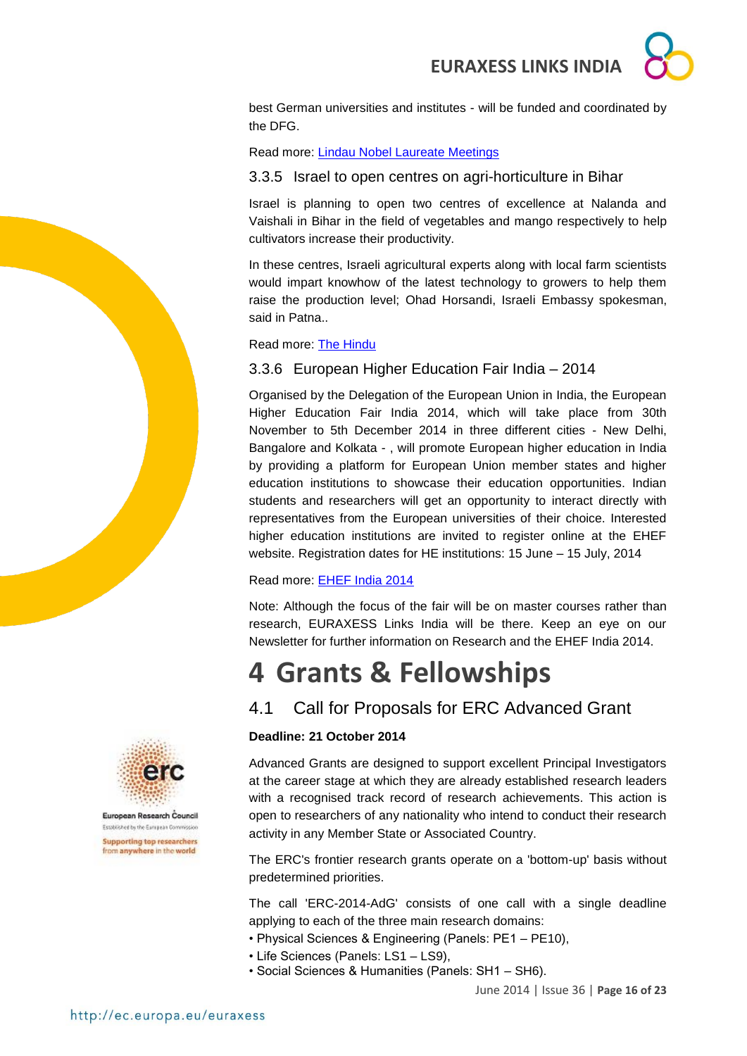best German universities and institutes - will be funded and coordinated by the DFG.

Read more: [Lindau Nobel Laureate Meetings]()

### 3.3.5 Israel to open centres on agri-horticulture in Bihar

Israel is planning to open two centres of excellence at Nalanda and Vaishali in Bihar in the field of vegetables and mango respectively to help cultivators increase their productivity.

In these centres, Israeli agricultural experts along with local farm scientists would impart knowhow of the latest technology to growers to help them raise the production level; Ohad Horsandi, Israeli Embassy spokesman, said in Patna..

Read more: [The Hindu]()

### 3.3.6 European Higher Education Fair India – 2014

Organised by the Delegation of the European Union in India, the European Higher Education Fair India 2014, which will take place from 30th November to 5th December 2014 in three different cities - New Delhi, Bangalore and Kolkata - , will promote European higher education in India by providing a platform for European Union member states and higher education institutions to showcase their education opportunities. Indian students and researchers will get an opportunity to interact directly with representatives from the European universities of their choice. Interested higher education institutions are invited to register online at the EHEF website. Registration dates for HE institutions: 15 June – 15 July, 2014

Read more: [EHEF India 2014]()

Note: Although the focus of the fair will be on master courses rather than research, EURAXESS Links India will be there. Keep an eye on our Newsletter for further information on Research and the EHEF India 2014.

# 4 Grants & Fellowships

## 4.1 Call for Proposals for ERC Advanced Grant

**Deadline: 21 October 2014**

Advanced Grants are designed to support excellent Principal Investigators at the career stage at which they are already established research leaders with a recognised track record of research achievements. This action is open to researchers of any nationality who intend to conduct their research activity in any Member State or Associated Country.

The ERC's frontier research grants operate on a 'bottom-up' basis without predetermined priorities.

The call 'ERC-2014-AdG' consists of one call with a single deadline applying to each of the three main research domains:

- Physical Sciences & Engineering (Panels: PE1 – PE10),
- Life Sciences (Panels: LS1 – LS9),
- Social Sciences & Humanities (Panels: SH1 – SH6).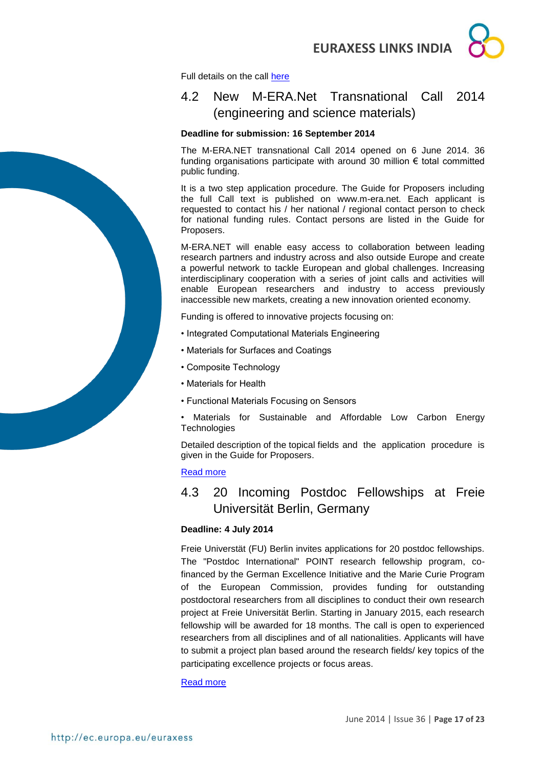Full details on the call here

## 4.2 New M-ERA.Net Transnational Call 2014 (engineering and science materials)

**Deadline for submission: 16 September 2014**

The M-ERA.NET transnational Call 2014 opened on 6 June 2014. 36 funding organisations participate with around 30 million € total committed public funding.

It is a two step application procedure. The Guide for Proposers including the full Call text is published on www.m-era.net. Each applicant is requested to contact his / her national / regional contact person to check for national funding rules. Contact persons are listed in the Guide for Proposers.

M-ERA.NET will enable easy access to collaboration between leading research partners and industry across and also outside Europe and create a powerful network to tackle European and global challenges. Increasing interdisciplinary cooperation with a series of joint calls and activities will enable European researchers and industry to access previously inaccessible new markets, creating a new innovation oriented economy.

Funding is offered to innovative projects focusing on:

- Integrated Computational Materials Engineering
- Materials for Surfaces and Coatings
- Composite Technology
- Materials for Health
- Functional Materials Focusing on Sensors
- Materials for Sustainable and Affordable Low Carbon Energy Technologies

Detailed description of the topical fields and the application procedure is given in the Guide for Proposers.

Read more

## 4.3 20 Incoming Postdoc Fellowships at Freie Universität Berlin, Germany

**Deadline: 4 July 2014**

Freie Universtät (FU) Berlin invites applications for 20 postdoc fellowships. The "Postdoc International" POINT research fellowship program, co-financed by the German Excellence Initiative and the Marie Curie Program of the European Commission, provides funding for outstanding postdoctoral researchers from all disciplines to conduct their own research project at Freie Universität Berlin. Starting in January 2015, each research fellowship will be awarded for 18 months. The call is open to experienced researchers from all disciplines and of all nationalities. Applicants will have to submit a project plan based around the research fields/ key topics of the participating excellence projects or focus areas.

Read more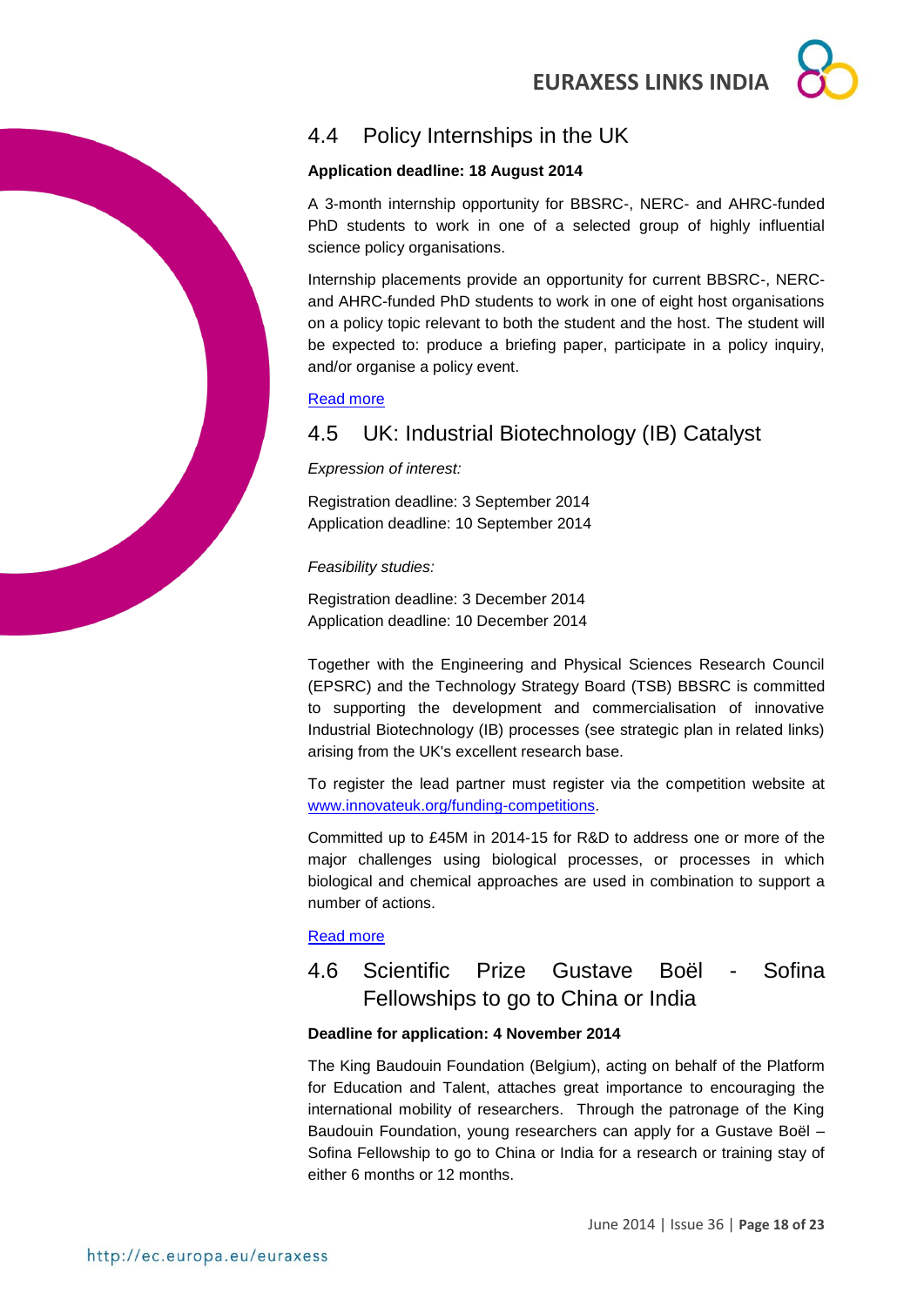## 4.4 Policy Internships in the UK

**Application deadline: 18 August 2014**

A 3-month internship opportunity for BBSRC-, NERC- and AHRC-funded PhD students to work in one of a selected group of highly influential science policy organisations.

Internship placements provide an opportunity for current BBSRC-, NERC- and AHRC-funded PhD students to work in one of eight host organisations on a policy topic relevant to both the student and the host. The student will be expected to: produce a briefing paper, participate in a policy inquiry, and/or organise a policy event.

Read more

## 4.5 UK: Industrial Biotechnology (IB) Catalyst

*Expression of interest:*

Registration deadline: 3 September 2014
Application deadline: 10 September 2014

*Feasibility studies:*

Registration deadline: 3 December 2014
Application deadline: 10 December 2014

Together with the Engineering and Physical Sciences Research Council (EPSRC) and the Technology Strategy Board (TSB) BBSRC is committed to supporting the development and commercialisation of innovative Industrial Biotechnology (IB) processes (see strategic plan in related links) arising from the UK's excellent research base.

To register the lead partner must register via the competition website at www.innovateuk.org/funding-competitions.

Committed up to £45M in 2014-15 for R&D to address one or more of the major challenges using biological processes, or processes in which biological and chemical approaches are used in combination to support a number of actions.

Read more

## 4.6 Scientific Prize Gustave Boël - Sofina Fellowships to go to China or India

**Deadline for application: 4 November 2014**

The King Baudouin Foundation (Belgium), acting on behalf of the Platform for Education and Talent, attaches great importance to encouraging the international mobility of researchers. Through the patronage of the King Baudouin Foundation, young researchers can apply for a Gustave Boël – Sofina Fellowship to go to China or India for a research or training stay of either 6 months or 12 months.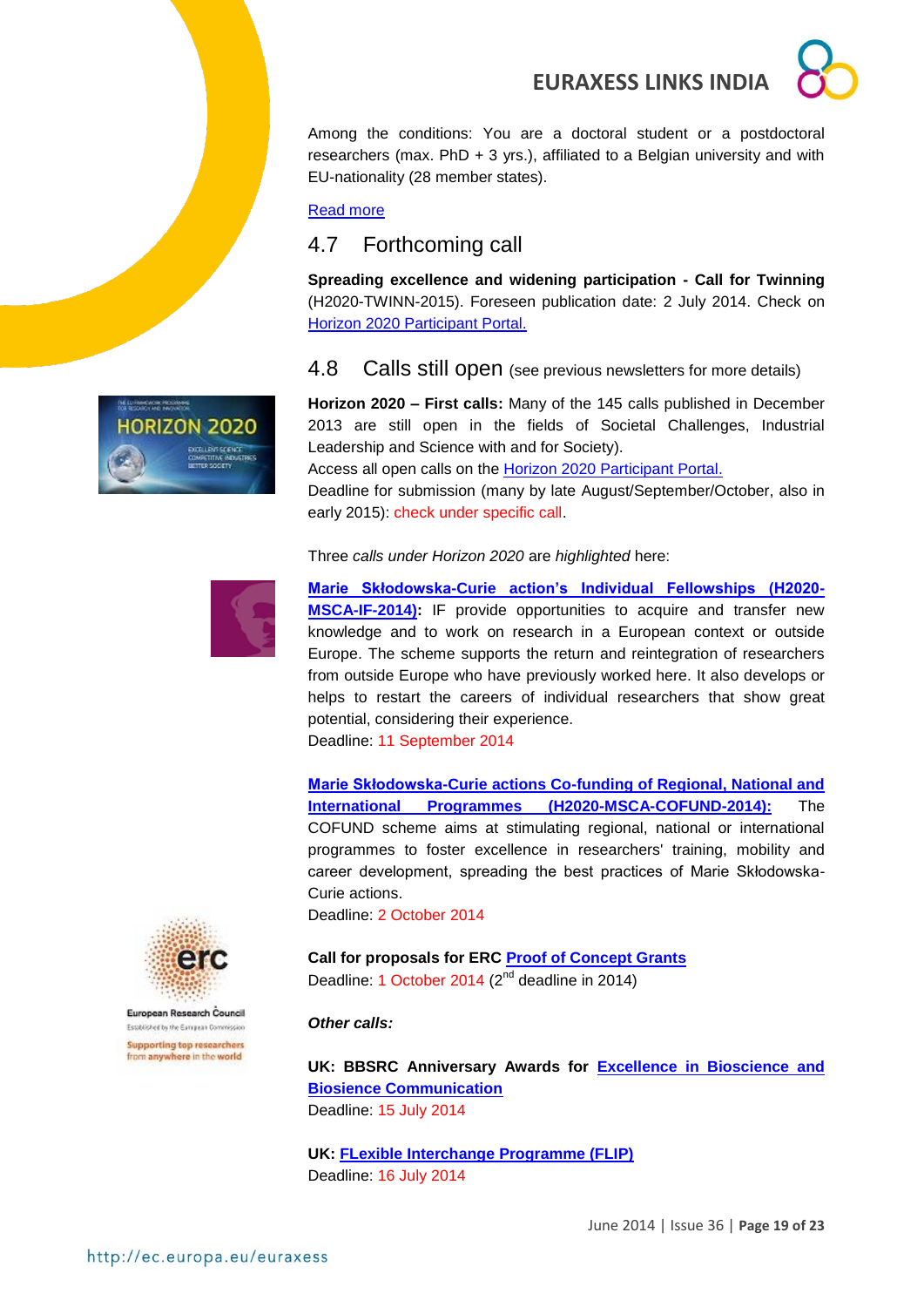Among the conditions: You are a doctoral student or a postdoctoral researchers (max. PhD + 3 yrs.), affiliated to a Belgian university and with EU-nationality (28 member states).

Read more

## 4.7 Forthcoming call

**Spreading excellence and widening participation - Call for Twinning** (H2020-TWINN-2015). Foreseen publication date: 2 July 2014. Check on Horizon 2020 Participant Portal.

## 4.8 Calls still open (see previous newsletters for more details)

**Horizon 2020 – First calls:** Many of the 145 calls published in December 2013 are still open in the fields of Societal Challenges, Industrial Leadership and Science with and for Society).
Access all open calls on the Horizon 2020 Participant Portal.
Deadline for submission (many by late August/September/October, also in early 2015): check under specific call.

Three *calls under Horizon 2020* are *highlighted* here:

**Marie Skłodowska-Curie action's Individual Fellowships (H2020-MSCA-IF-2014):** IF provide opportunities to acquire and transfer new knowledge and to work on research in a European context or outside Europe. The scheme supports the return and reintegration of researchers from outside Europe who have previously worked here. It also develops or helps to restart the careers of individual researchers that show great potential, considering their experience.
Deadline: 11 September 2014

**Marie Skłodowska-Curie actions Co-funding of Regional, National and International Programmes (H2020-MSCA-COFUND-2014):** The COFUND scheme aims at stimulating regional, national or international programmes to foster excellence in researchers' training, mobility and career development, spreading the best practices of Marie Skłodowska-Curie actions.
Deadline: 2 October 2014

**Call for proposals for ERC Proof of Concept Grants**
Deadline: 1 October 2014 (2nd deadline in 2014)

***Other calls:***

**UK: BBSRC Anniversary Awards for Excellence in Bioscience and Biosience Communication**
Deadline: 15 July 2014

**UK: FLexible Interchange Programme (FLIP)**
Deadline: 16 July 2014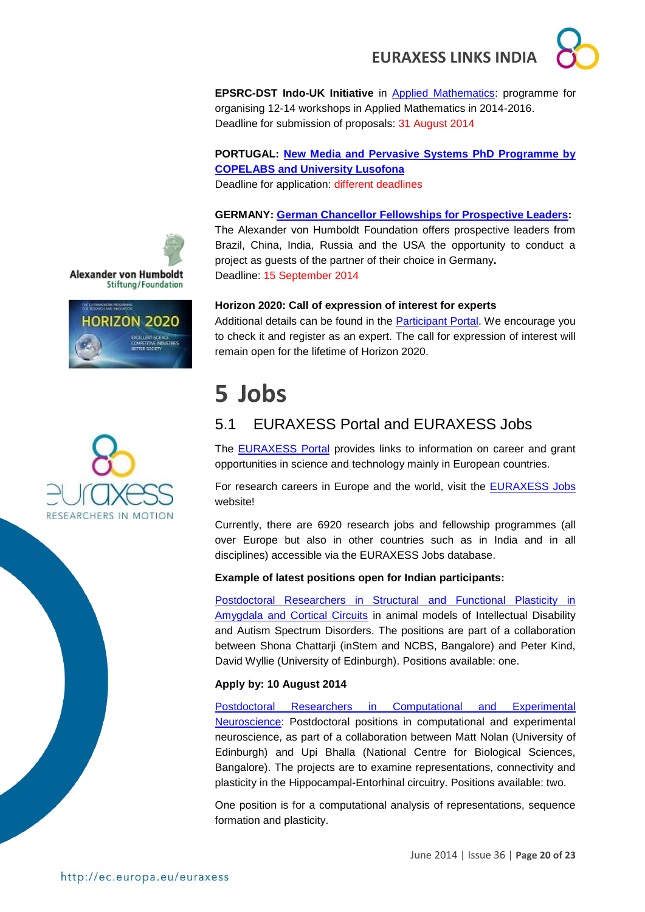**EPSRC-DST Indo-UK Initiative** in Applied Mathematics: programme for organising 12-14 workshops in Applied Mathematics in 2014-2016. Deadline for submission of proposals: 31 August 2014

**PORTUGAL: New Media and Pervasive Systems PhD Programme by COPELABS and University Lusofona**
Deadline for application: different deadlines

**GERMANY: German Chancellor Fellowships for Prospective Leaders:** The Alexander von Humboldt Foundation offers prospective leaders from Brazil, China, India, Russia and the USA the opportunity to conduct a project as guests of the partner of their choice in Germany**.**
Deadline: 15 September 2014

**Horizon 2020: Call of expression of interest for experts**
Additional details can be found in the Participant Portal. We encourage you to check it and register as an expert. The call for expression of interest will remain open for the lifetime of Horizon 2020.

# 5 Jobs

## 5.1 EURAXESS Portal and EURAXESS Jobs

The EURAXESS Portal provides links to information on career and grant opportunities in science and technology mainly in European countries.

For research careers in Europe and the world, visit the EURAXESS Jobs website!

Currently, there are 6920 research jobs and fellowship programmes (all over Europe but also in other countries such as in India and in all disciplines) accessible via the EURAXESS Jobs database.

**Example of latest positions open for Indian participants:**

Postdoctoral Researchers in Structural and Functional Plasticity in Amygdala and Cortical Circuits in animal models of Intellectual Disability and Autism Spectrum Disorders. The positions are part of a collaboration between Shona Chattarji (inStem and NCBS, Bangalore) and Peter Kind, David Wyllie (University of Edinburgh). Positions available: one.

**Apply by: 10 August 2014**

Postdoctoral Researchers in Computational and Experimental Neuroscience: Postdoctoral positions in computational and experimental neuroscience, as part of a collaboration between Matt Nolan (University of Edinburgh) and Upi Bhalla (National Centre for Biological Sciences, Bangalore). The projects are to examine representations, connectivity and plasticity in the Hippocampal-Entorhinal circuitry. Positions available: two.

One position is for a computational analysis of representations, sequence formation and plasticity.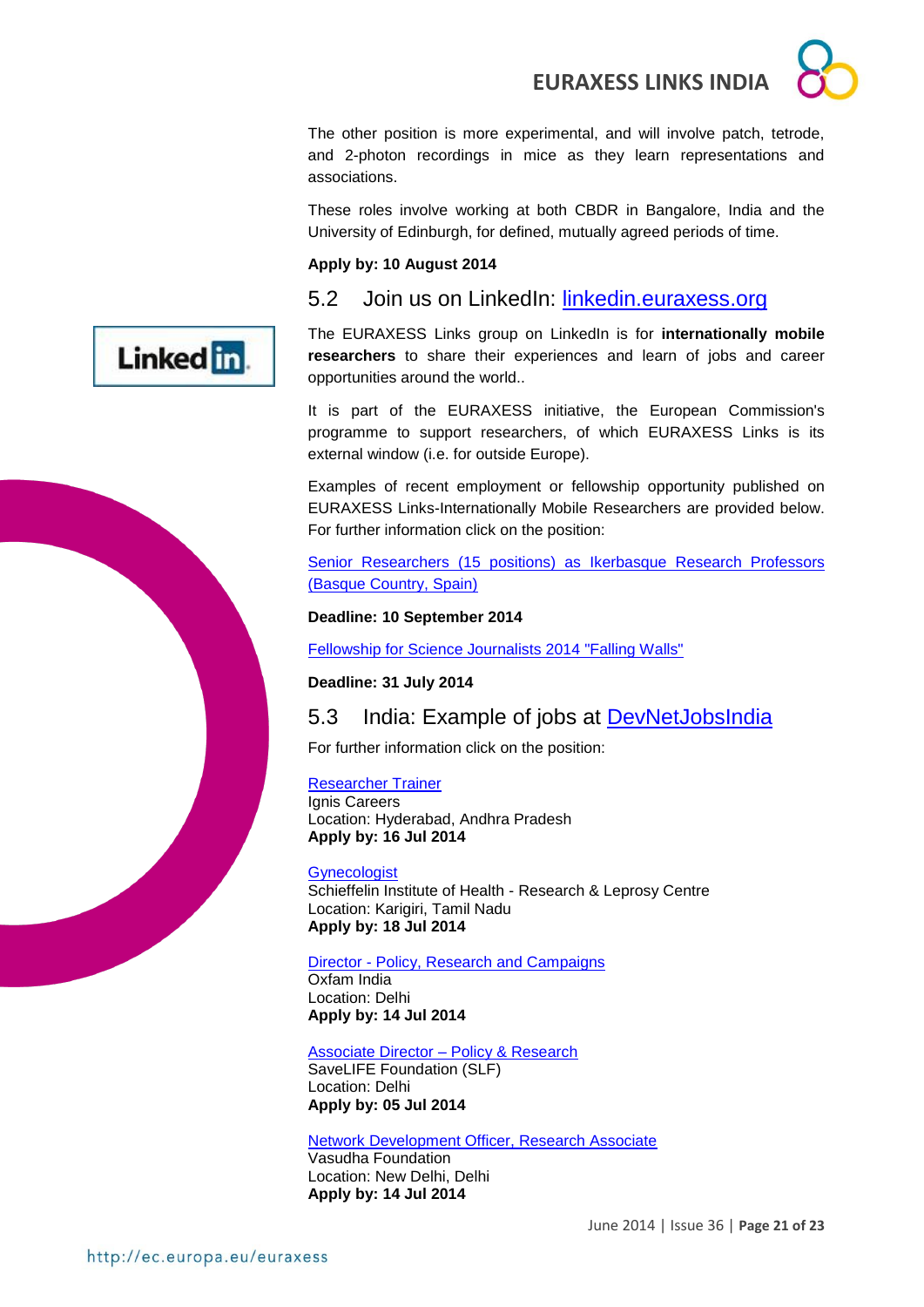The other position is more experimental, and will involve patch, tetrode, and 2-photon recordings in mice as they learn representations and associations.

These roles involve working at both CBDR in Bangalore, India and the University of Edinburgh, for defined, mutually agreed periods of time.

**Apply by: 10 August 2014**

## 5.2 Join us on LinkedIn: [linkedin.euraxess.org](linkedin.euraxess.org)

The EURAXESS Links group on LinkedIn is for **internationally mobile researchers** to share their experiences and learn of jobs and career opportunities around the world..

It is part of the EURAXESS initiative, the European Commission's programme to support researchers, of which EURAXESS Links is its external window (i.e. for outside Europe).

Examples of recent employment or fellowship opportunity published on EURAXESS Links-Internationally Mobile Researchers are provided below. For further information click on the position:

[Senior Researchers (15 positions) as Ikerbasque Research Professors (Basque Country, Spain)]()

**Deadline: 10 September 2014**

[Fellowship for Science Journalists 2014 "Falling Walls"]()

**Deadline: 31 July 2014**

## 5.3 India: Example of jobs at [DevNetJobsIndia]()

For further information click on the position:

[Researcher Trainer]()
Ignis Careers
Location: Hyderabad, Andhra Pradesh
**Apply by: 16 Jul 2014**

[Gynecologist]()
Schieffelin Institute of Health - Research & Leprosy Centre
Location: Karigiri, Tamil Nadu
**Apply by: 18 Jul 2014**

[Director - Policy, Research and Campaigns]()
Oxfam India
Location: Delhi
**Apply by: 14 Jul 2014**

[Associate Director – Policy & Research]()
SaveLIFE Foundation (SLF)
Location: Delhi
**Apply by: 05 Jul 2014**

[Network Development Officer, Research Associate]()
Vasudha Foundation
Location: New Delhi, Delhi
**Apply by: 14 Jul 2014**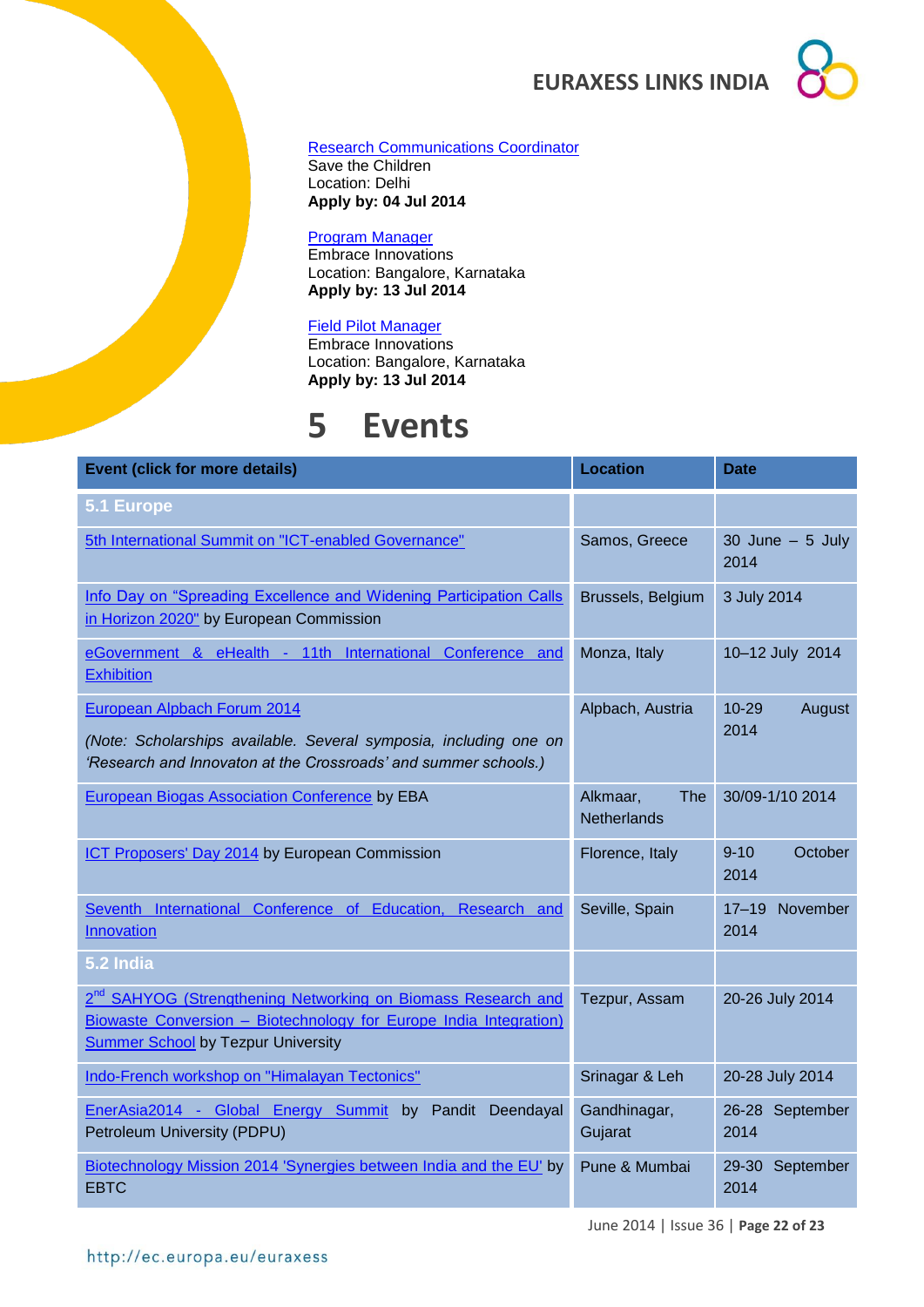Research Communications Coordinator
Save the Children
Location: Delhi
**Apply by: 04 Jul 2014**

Program Manager
Embrace Innovations
Location: Bangalore, Karnataka
**Apply by: 13 Jul 2014**

Field Pilot Manager
Embrace Innovations
Location: Bangalore, Karnataka
**Apply by: 13 Jul 2014**

# 5 Events

| Event (click for more details) | Location | Date |
| --- | --- | --- |
| **5.1 Europe** | | |
| 5th International Summit on "ICT-enabled Governance" | Samos, Greece | 30 June – 5 July 2014 |
| Info Day on "Spreading Excellence and Widening Participation Calls in Horizon 2020" by European Commission | Brussels, Belgium | 3 July 2014 |
| eGovernment & eHealth - 11th International Conference and Exhibition | Monza, Italy | 10–12 July 2014 |
| European Alpbach Forum 2014<br>*(Note: Scholarships available. Several symposia, including one on 'Research and Innovaton at the Crossroads' and summer schools.)* | Alpbach, Austria | 10-29 August 2014 |
| European Biogas Association Conference by EBA | Alkmaar, The Netherlands | 30/09-1/10 2014 |
| ICT Proposers' Day 2014 by European Commission | Florence, Italy | 9-10 October 2014 |
| Seventh International Conference of Education, Research and Innovation | Seville, Spain | 17–19 November 2014 |
| **5.2 India** | | |
| 2nd SAHYOG (Strengthening Networking on Biomass Research and Biowaste Conversion – Biotechnology for Europe India Integration) Summer School by Tezpur University | Tezpur, Assam | 20-26 July 2014 |
| Indo-French workshop on "Himalayan Tectonics" | Srinagar & Leh | 20-28 July 2014 |
| EnerAsia2014 - Global Energy Summit by Pandit Deendayal Petroleum University (PDPU) | Gandhinagar, Gujarat | 26-28 September 2014 |
| Biotechnology Mission 2014 'Synergies between India and the EU' by EBTC | Pune & Mumbai | 29-30 September 2014 |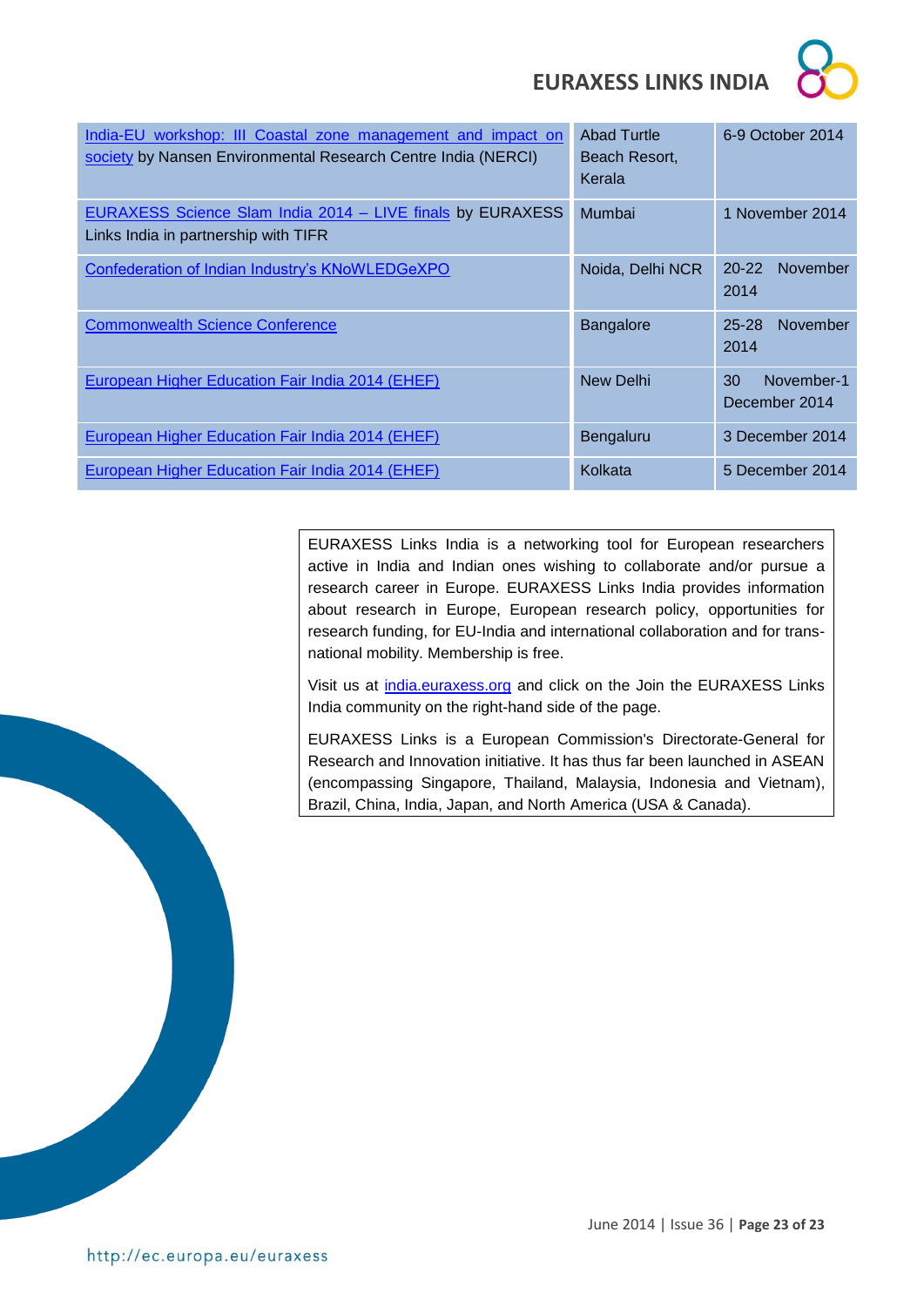| | | |
|---|---|---|
| India-EU workshop: III Coastal zone management and impact on society by Nansen Environmental Research Centre India (NERCI) | Abad Turtle Beach Resort, Kerala | 6-9 October 2014 |
| EURAXESS Science Slam India 2014 – LIVE finals by EURAXESS Links India in partnership with TIFR | Mumbai | 1 November 2014 |
| Confederation of Indian Industry's KNoWLEDGeXPO | Noida, Delhi NCR | 20-22 November 2014 |
| Commonwealth Science Conference | Bangalore | 25-28 November 2014 |
| European Higher Education Fair India 2014 (EHEF) | New Delhi | 30 November-1 December 2014 |
| European Higher Education Fair India 2014 (EHEF) | Bengaluru | 3 December 2014 |
| European Higher Education Fair India 2014 (EHEF) | Kolkata | 5 December 2014 |

EURAXESS Links India is a networking tool for European researchers active in India and Indian ones wishing to collaborate and/or pursue a research career in Europe. EURAXESS Links India provides information about research in Europe, European research policy, opportunities for research funding, for EU-India and international collaboration and for trans-national mobility. Membership is free.

Visit us at india.euraxess.org and click on the Join the EURAXESS Links India community on the right-hand side of the page.

EURAXESS Links is a European Commission's Directorate-General for Research and Innovation initiative. It has thus far been launched in ASEAN (encompassing Singapore, Thailand, Malaysia, Indonesia and Vietnam), Brazil, China, India, Japan, and North America (USA & Canada).